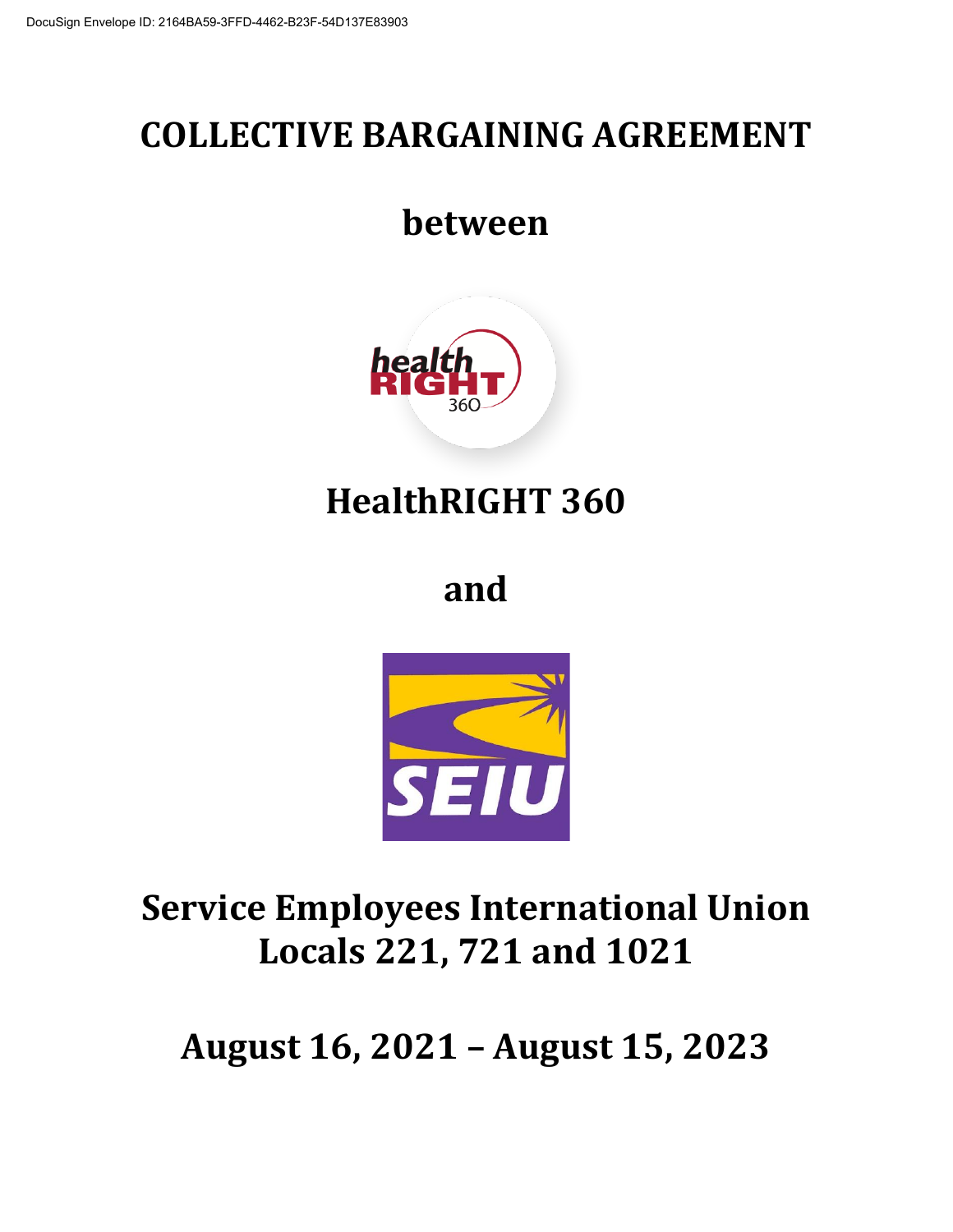# COLLECTIVE BARGAINING AGREEMENT

## between

## HealthRIGHT 360

## and

## Service Employees International Union Locals 221, 721 and 1021

## August 16, 2021 – August 15, 2023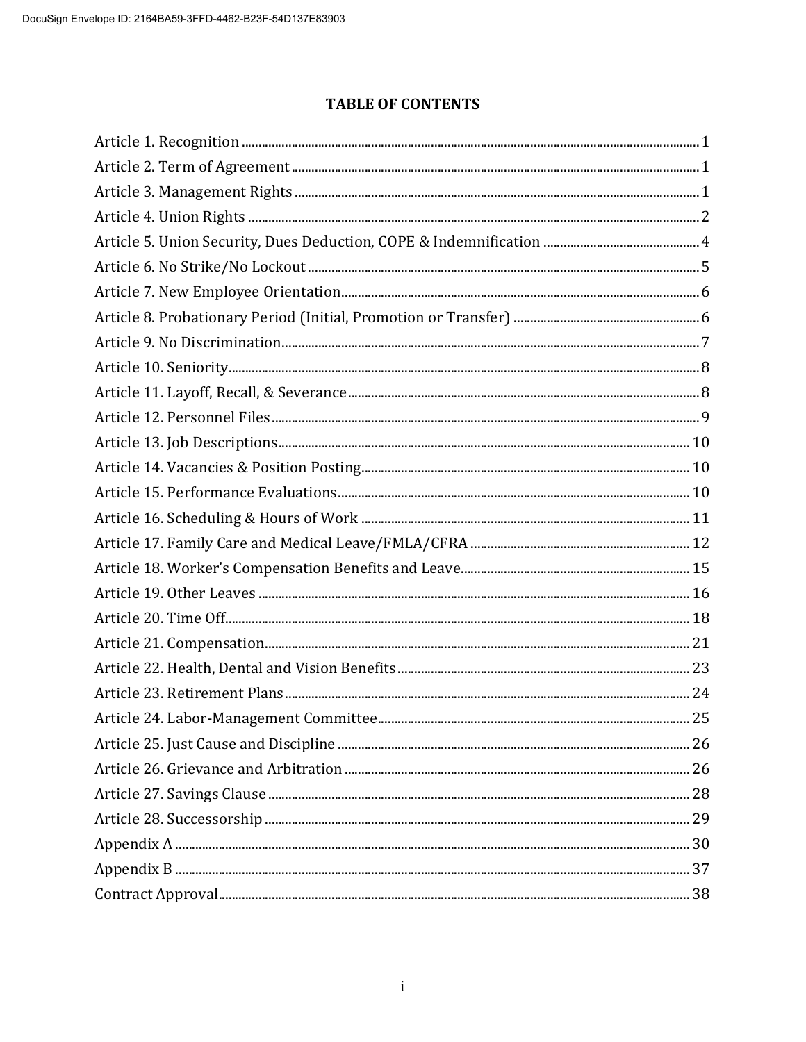# TABLE OF CONTENTS

| | |
|---|---|
| Article 1. Recognition | 1 |
| Article 2. Term of Agreement | 1 |
| Article 3. Management Rights | 1 |
| Article 4. Union Rights | 2 |
| Article 5. Union Security, Dues Deduction, COPE & Indemnification | 4 |
| Article 6. No Strike/No Lockout | 5 |
| Article 7. New Employee Orientation | 6 |
| Article 8. Probationary Period (Initial, Promotion or Transfer) | 6 |
| Article 9. No Discrimination | 7 |
| Article 10. Seniority | 8 |
| Article 11. Layoff, Recall, & Severance | 8 |
| Article 12. Personnel Files | 9 |
| Article 13. Job Descriptions | 10 |
| Article 14. Vacancies & Position Posting | 10 |
| Article 15. Performance Evaluations | 10 |
| Article 16. Scheduling & Hours of Work | 11 |
| Article 17. Family Care and Medical Leave/FMLA/CFRA | 12 |
| Article 18. Worker's Compensation Benefits and Leave | 15 |
| Article 19. Other Leaves | 16 |
| Article 20. Time Off | 18 |
| Article 21. Compensation | 21 |
| Article 22. Health, Dental and Vision Benefits | 23 |
| Article 23. Retirement Plans | 24 |
| Article 24. Labor-Management Committee | 25 |
| Article 25. Just Cause and Discipline | 26 |
| Article 26. Grievance and Arbitration | 26 |
| Article 27. Savings Clause | 28 |
| Article 28. Successorship | 29 |
| Appendix A | 30 |
| Appendix B | 37 |
| Contract Approval | 38 |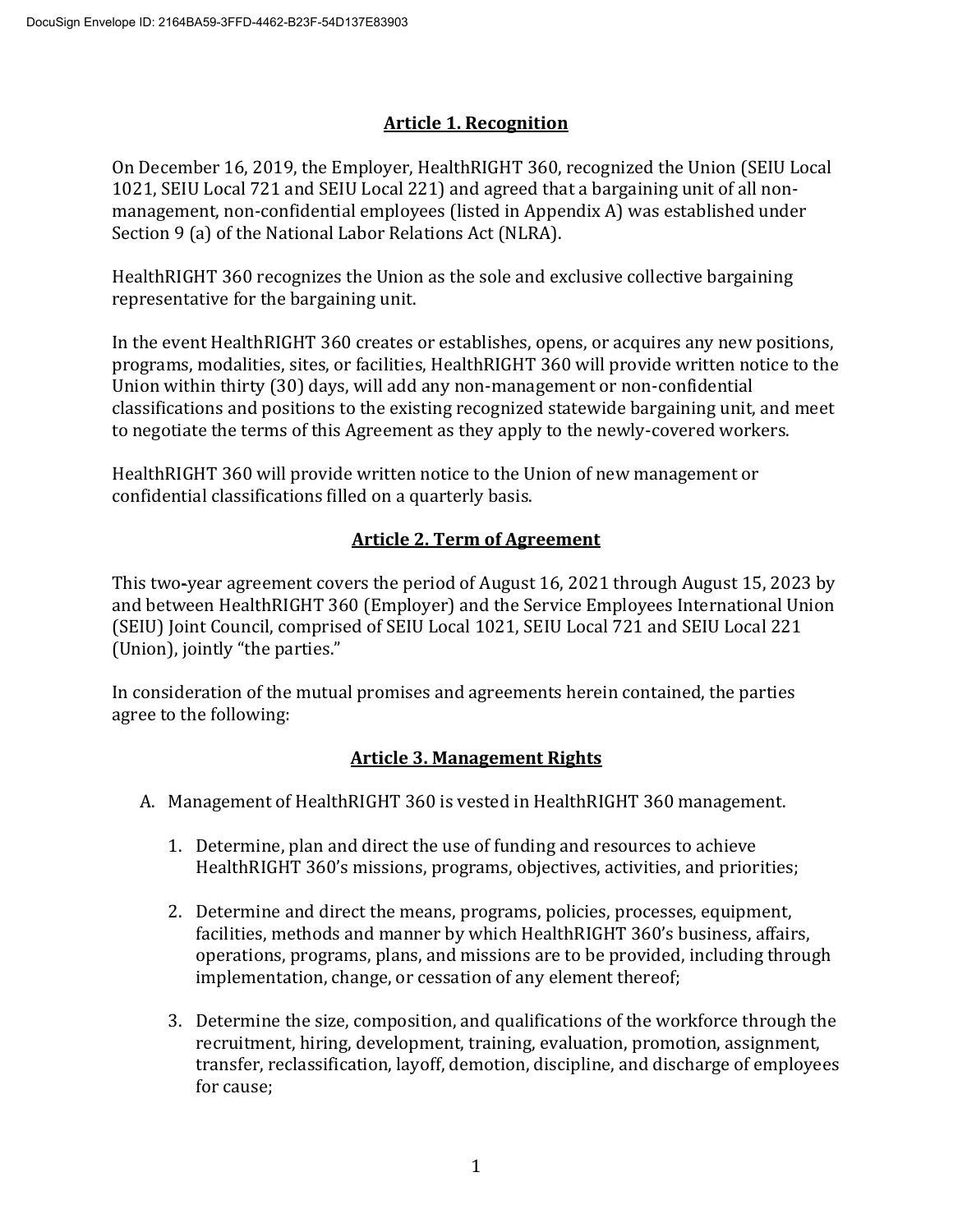## Article 1. Recognition

On December 16, 2019, the Employer, HealthRIGHT 360, recognized the Union (SEIU Local 1021, SEIU Local 721 and SEIU Local 221) and agreed that a bargaining unit of all non-management, non-confidential employees (listed in Appendix A) was established under Section 9 (a) of the National Labor Relations Act (NLRA).

HealthRIGHT 360 recognizes the Union as the sole and exclusive collective bargaining representative for the bargaining unit.

In the event HealthRIGHT 360 creates or establishes, opens, or acquires any new positions, programs, modalities, sites, or facilities, HealthRIGHT 360 will provide written notice to the Union within thirty (30) days, will add any non-management or non-confidential classifications and positions to the existing recognized statewide bargaining unit, and meet to negotiate the terms of this Agreement as they apply to the newly-covered workers.

HealthRIGHT 360 will provide written notice to the Union of new management or confidential classifications filled on a quarterly basis.

## Article 2. Term of Agreement

This two-year agreement covers the period of August 16, 2021 through August 15, 2023 by and between HealthRIGHT 360 (Employer) and the Service Employees International Union (SEIU) Joint Council, comprised of SEIU Local 1021, SEIU Local 721 and SEIU Local 221 (Union), jointly "the parties."

In consideration of the mutual promises and agreements herein contained, the parties agree to the following:

## Article 3. Management Rights

A. Management of HealthRIGHT 360 is vested in HealthRIGHT 360 management.

   1. Determine, plan and direct the use of funding and resources to achieve HealthRIGHT 360's missions, programs, objectives, activities, and priorities;

   2. Determine and direct the means, programs, policies, processes, equipment, facilities, methods and manner by which HealthRIGHT 360's business, affairs, operations, programs, plans, and missions are to be provided, including through implementation, change, or cessation of any element thereof;

   3. Determine the size, composition, and qualifications of the workforce through the recruitment, hiring, development, training, evaluation, promotion, assignment, transfer, reclassification, layoff, demotion, discipline, and discharge of employees for cause;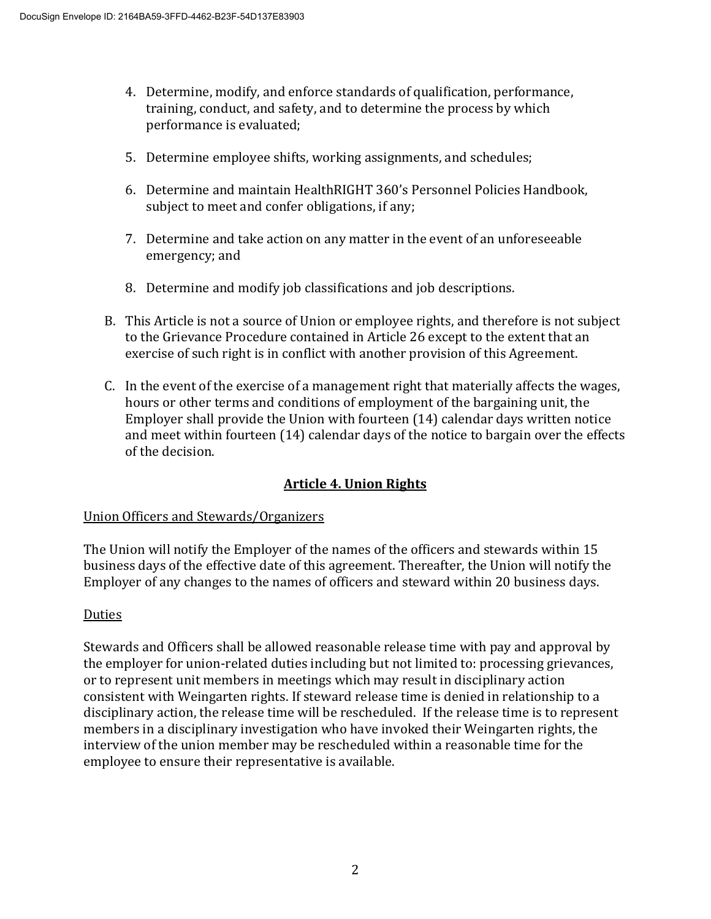4. Determine, modify, and enforce standards of qualification, performance, training, conduct, and safety, and to determine the process by which performance is evaluated;

5. Determine employee shifts, working assignments, and schedules;

6. Determine and maintain HealthRIGHT 360's Personnel Policies Handbook, subject to meet and confer obligations, if any;

7. Determine and take action on any matter in the event of an unforeseeable emergency; and

8. Determine and modify job classifications and job descriptions.

B. This Article is not a source of Union or employee rights, and therefore is not subject to the Grievance Procedure contained in Article 26 except to the extent that an exercise of such right is in conflict with another provision of this Agreement.

C. In the event of the exercise of a management right that materially affects the wages, hours or other terms and conditions of employment of the bargaining unit, the Employer shall provide the Union with fourteen (14) calendar days written notice and meet within fourteen (14) calendar days of the notice to bargain over the effects of the decision.

## Article 4. Union Rights

Union Officers and Stewards/Organizers

The Union will notify the Employer of the names of the officers and stewards within 15 business days of the effective date of this agreement. Thereafter, the Union will notify the Employer of any changes to the names of officers and steward within 20 business days.

Duties

Stewards and Officers shall be allowed reasonable release time with pay and approval by the employer for union-related duties including but not limited to: processing grievances, or to represent unit members in meetings which may result in disciplinary action consistent with Weingarten rights. If steward release time is denied in relationship to a disciplinary action, the release time will be rescheduled. If the release time is to represent members in a disciplinary investigation who have invoked their Weingarten rights, the interview of the union member may be rescheduled within a reasonable time for the employee to ensure their representative is available.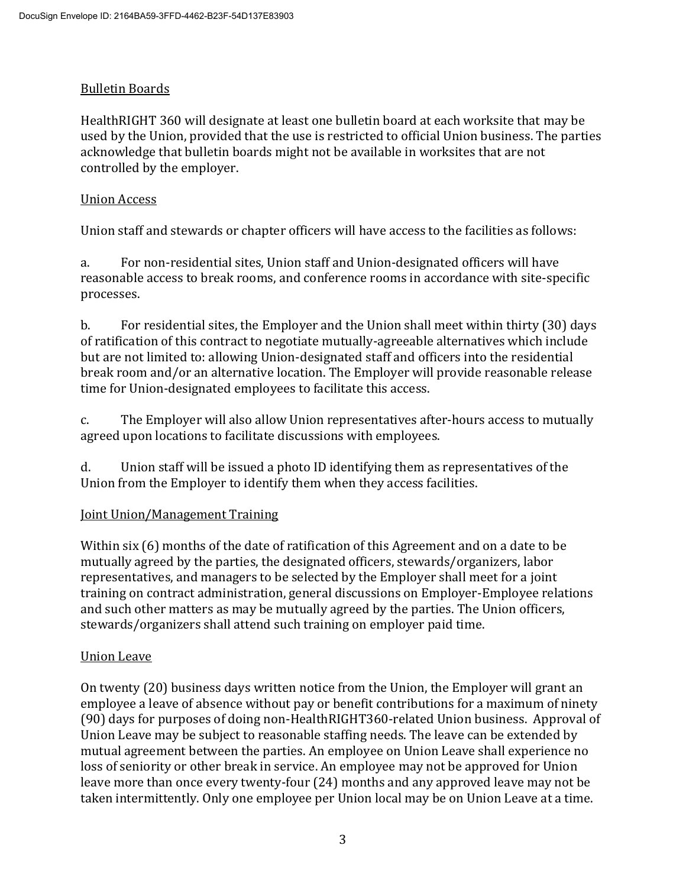<u>Bulletin Boards</u>

HealthRIGHT 360 will designate at least one bulletin board at each worksite that may be used by the Union, provided that the use is restricted to official Union business. The parties acknowledge that bulletin boards might not be available in worksites that are not controlled by the employer.

<u>Union Access</u>

Union staff and stewards or chapter officers will have access to the facilities as follows:

a. For non-residential sites, Union staff and Union-designated officers will have reasonable access to break rooms, and conference rooms in accordance with site-specific processes.

b. For residential sites, the Employer and the Union shall meet within thirty (30) days of ratification of this contract to negotiate mutually-agreeable alternatives which include but are not limited to: allowing Union-designated staff and officers into the residential break room and/or an alternative location. The Employer will provide reasonable release time for Union-designated employees to facilitate this access.

c. The Employer will also allow Union representatives after-hours access to mutually agreed upon locations to facilitate discussions with employees.

d. Union staff will be issued a photo ID identifying them as representatives of the Union from the Employer to identify them when they access facilities.

<u>Joint Union/Management Training</u>

Within six (6) months of the date of ratification of this Agreement and on a date to be mutually agreed by the parties, the designated officers, stewards/organizers, labor representatives, and managers to be selected by the Employer shall meet for a joint training on contract administration, general discussions on Employer-Employee relations and such other matters as may be mutually agreed by the parties. The Union officers, stewards/organizers shall attend such training on employer paid time.

<u>Union Leave</u>

On twenty (20) business days written notice from the Union, the Employer will grant an employee a leave of absence without pay or benefit contributions for a maximum of ninety (90) days for purposes of doing non-HealthRIGHT360-related Union business. Approval of Union Leave may be subject to reasonable staffing needs. The leave can be extended by mutual agreement between the parties. An employee on Union Leave shall experience no loss of seniority or other break in service. An employee may not be approved for Union leave more than once every twenty-four (24) months and any approved leave may not be taken intermittently. Only one employee per Union local may be on Union Leave at a time.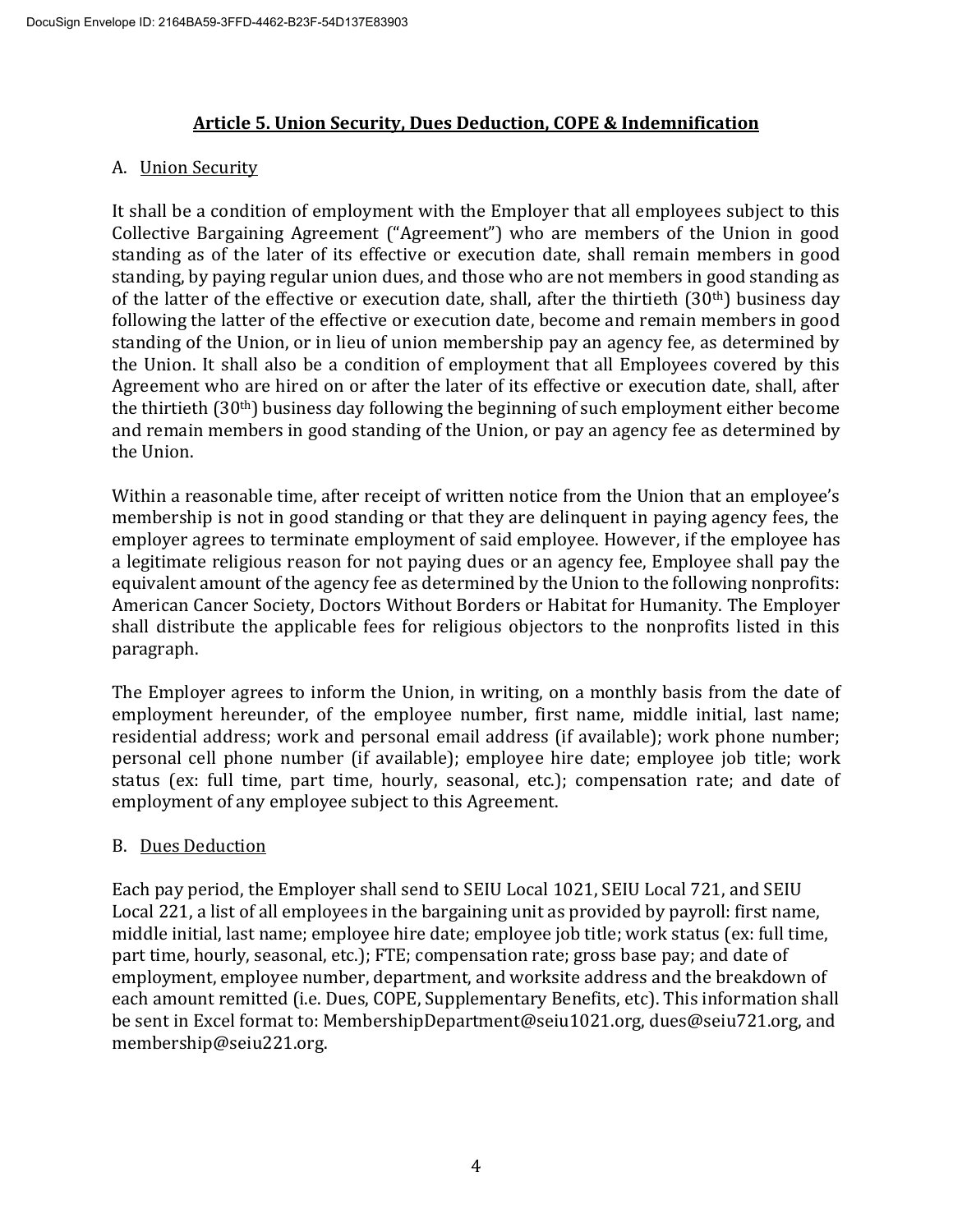## Article 5. Union Security, Dues Deduction, COPE & Indemnification

### A. Union Security

It shall be a condition of employment with the Employer that all employees subject to this Collective Bargaining Agreement ("Agreement") who are members of the Union in good standing as of the later of its effective or execution date, shall remain members in good standing, by paying regular union dues, and those who are not members in good standing as of the latter of the effective or execution date, shall, after the thirtieth (30th) business day following the latter of the effective or execution date, become and remain members in good standing of the Union, or in lieu of union membership pay an agency fee, as determined by the Union. It shall also be a condition of employment that all Employees covered by this Agreement who are hired on or after the later of its effective or execution date, shall, after the thirtieth (30th) business day following the beginning of such employment either become and remain members in good standing of the Union, or pay an agency fee as determined by the Union.

Within a reasonable time, after receipt of written notice from the Union that an employee's membership is not in good standing or that they are delinquent in paying agency fees, the employer agrees to terminate employment of said employee. However, if the employee has a legitimate religious reason for not paying dues or an agency fee, Employee shall pay the equivalent amount of the agency fee as determined by the Union to the following nonprofits: American Cancer Society, Doctors Without Borders or Habitat for Humanity. The Employer shall distribute the applicable fees for religious objectors to the nonprofits listed in this paragraph.

The Employer agrees to inform the Union, in writing, on a monthly basis from the date of employment hereunder, of the employee number, first name, middle initial, last name; residential address; work and personal email address (if available); work phone number; personal cell phone number (if available); employee hire date; employee job title; work status (ex: full time, part time, hourly, seasonal, etc.); compensation rate; and date of employment of any employee subject to this Agreement.

### B. Dues Deduction

Each pay period, the Employer shall send to SEIU Local 1021, SEIU Local 721, and SEIU Local 221, a list of all employees in the bargaining unit as provided by payroll: first name, middle initial, last name; employee hire date; employee job title; work status (ex: full time, part time, hourly, seasonal, etc.); FTE; compensation rate; gross base pay; and date of employment, employee number, department, and worksite address and the breakdown of each amount remitted (i.e. Dues, COPE, Supplementary Benefits, etc). This information shall be sent in Excel format to: MembershipDepartment@seiu1021.org, dues@seiu721.org, and membership@seiu221.org.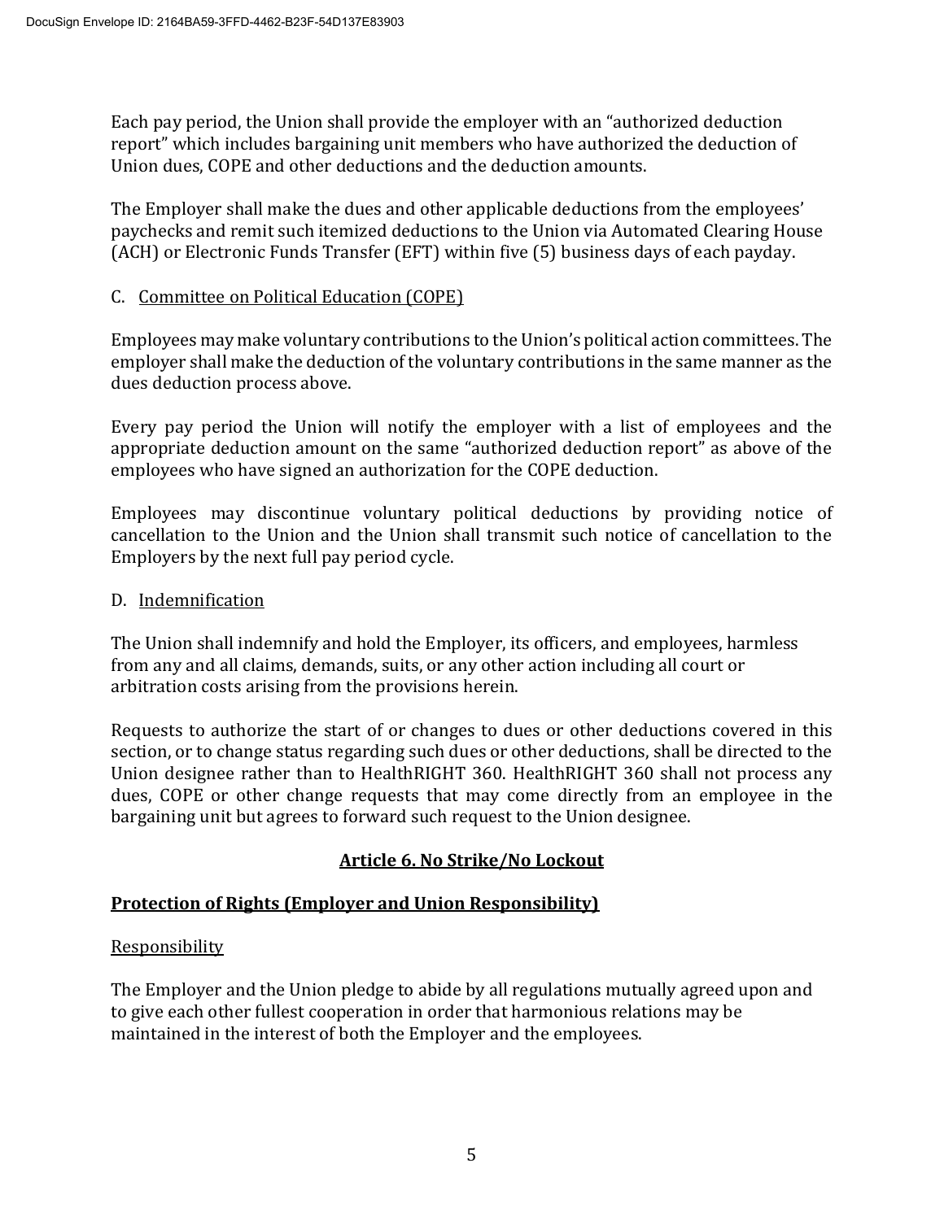Each pay period, the Union shall provide the employer with an "authorized deduction report" which includes bargaining unit members who have authorized the deduction of Union dues, COPE and other deductions and the deduction amounts.

The Employer shall make the dues and other applicable deductions from the employees' paychecks and remit such itemized deductions to the Union via Automated Clearing House (ACH) or Electronic Funds Transfer (EFT) within five (5) business days of each payday.

C. <u>Committee on Political Education (COPE)</u>

Employees may make voluntary contributions to the Union's political action committees. The employer shall make the deduction of the voluntary contributions in the same manner as the dues deduction process above.

Every pay period the Union will notify the employer with a list of employees and the appropriate deduction amount on the same "authorized deduction report" as above of the employees who have signed an authorization for the COPE deduction.

Employees may discontinue voluntary political deductions by providing notice of cancellation to the Union and the Union shall transmit such notice of cancellation to the Employers by the next full pay period cycle.

D. <u>Indemnification</u>

The Union shall indemnify and hold the Employer, its officers, and employees, harmless from any and all claims, demands, suits, or any other action including all court or arbitration costs arising from the provisions herein.

Requests to authorize the start of or changes to dues or other deductions covered in this section, or to change status regarding such dues or other deductions, shall be directed to the Union designee rather than to HealthRIGHT 360. HealthRIGHT 360 shall not process any dues, COPE or other change requests that may come directly from an employee in the bargaining unit but agrees to forward such request to the Union designee.

## Article 6. No Strike/No Lockout

### Protection of Rights (Employer and Union Responsibility)

<u>Responsibility</u>

The Employer and the Union pledge to abide by all regulations mutually agreed upon and to give each other fullest cooperation in order that harmonious relations may be maintained in the interest of both the Employer and the employees.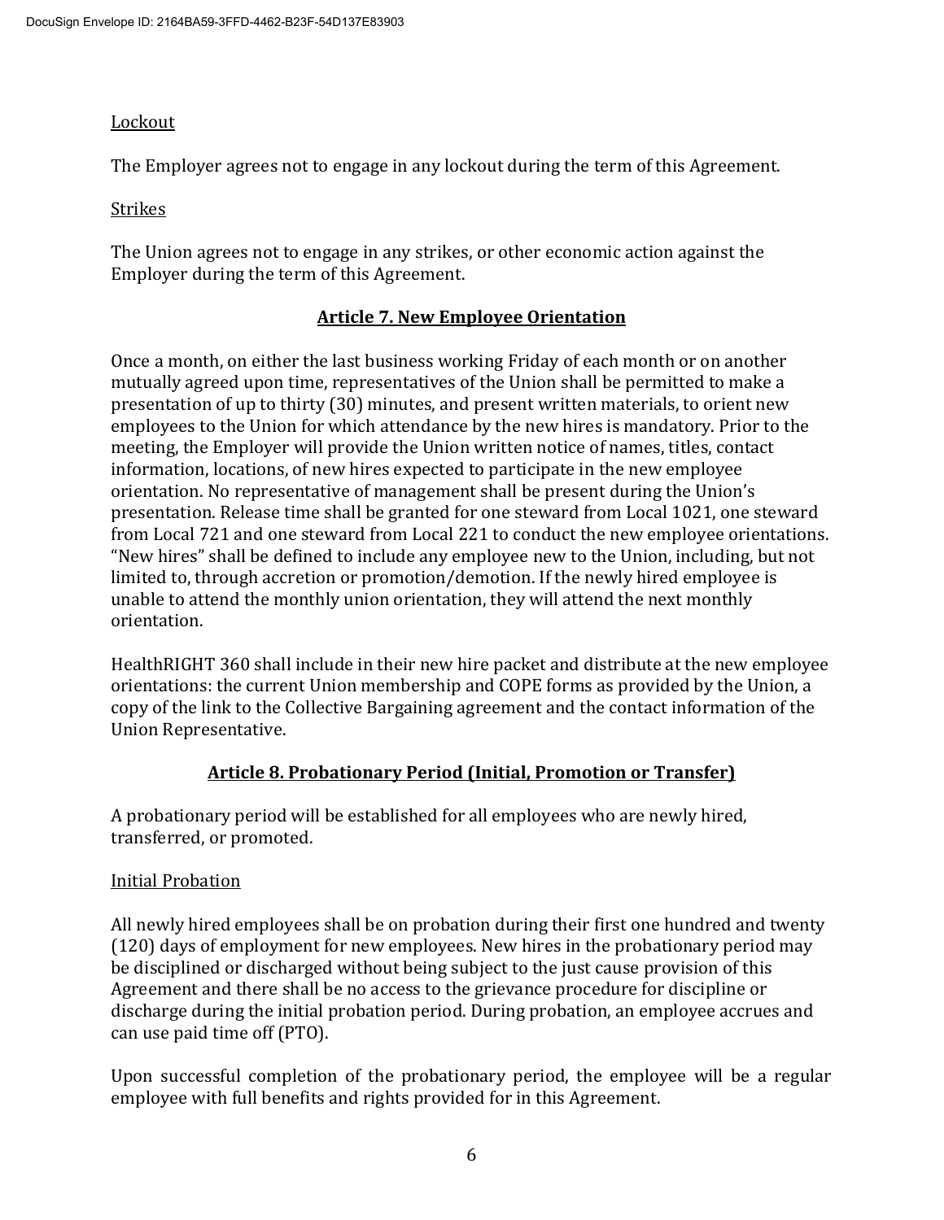Lockout

The Employer agrees not to engage in any lockout during the term of this Agreement.

Strikes

The Union agrees not to engage in any strikes, or other economic action against the Employer during the term of this Agreement.

## Article 7. New Employee Orientation

Once a month, on either the last business working Friday of each month or on another mutually agreed upon time, representatives of the Union shall be permitted to make a presentation of up to thirty (30) minutes, and present written materials, to orient new employees to the Union for which attendance by the new hires is mandatory. Prior to the meeting, the Employer will provide the Union written notice of names, titles, contact information, locations, of new hires expected to participate in the new employee orientation. No representative of management shall be present during the Union's presentation. Release time shall be granted for one steward from Local 1021, one steward from Local 721 and one steward from Local 221 to conduct the new employee orientations. "New hires" shall be defined to include any employee new to the Union, including, but not limited to, through accretion or promotion/demotion. If the newly hired employee is unable to attend the monthly union orientation, they will attend the next monthly orientation.

HealthRIGHT 360 shall include in their new hire packet and distribute at the new employee orientations: the current Union membership and COPE forms as provided by the Union, a copy of the link to the Collective Bargaining agreement and the contact information of the Union Representative.

## Article 8. Probationary Period (Initial, Promotion or Transfer)

A probationary period will be established for all employees who are newly hired, transferred, or promoted.

Initial Probation

All newly hired employees shall be on probation during their first one hundred and twenty (120) days of employment for new employees. New hires in the probationary period may be disciplined or discharged without being subject to the just cause provision of this Agreement and there shall be no access to the grievance procedure for discipline or discharge during the initial probation period. During probation, an employee accrues and can use paid time off (PTO).

Upon successful completion of the probationary period, the employee will be a regular employee with full benefits and rights provided for in this Agreement.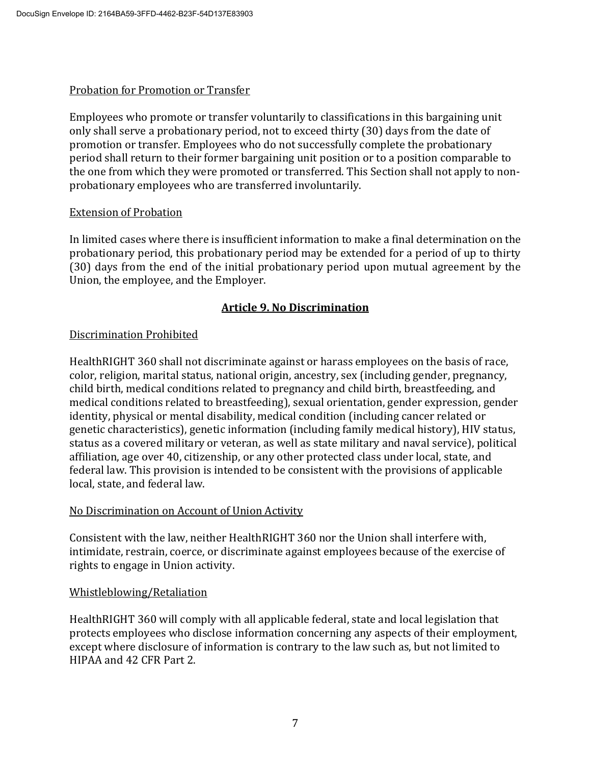Probation for Promotion or Transfer

Employees who promote or transfer voluntarily to classifications in this bargaining unit only shall serve a probationary period, not to exceed thirty (30) days from the date of promotion or transfer. Employees who do not successfully complete the probationary period shall return to their former bargaining unit position or to a position comparable to the one from which they were promoted or transferred. This Section shall not apply to non-probationary employees who are transferred involuntarily.

Extension of Probation

In limited cases where there is insufficient information to make a final determination on the probationary period, this probationary period may be extended for a period of up to thirty (30) days from the end of the initial probationary period upon mutual agreement by the Union, the employee, and the Employer.

## Article 9. No Discrimination

Discrimination Prohibited

HealthRIGHT 360 shall not discriminate against or harass employees on the basis of race, color, religion, marital status, national origin, ancestry, sex (including gender, pregnancy, child birth, medical conditions related to pregnancy and child birth, breastfeeding, and medical conditions related to breastfeeding), sexual orientation, gender expression, gender identity, physical or mental disability, medical condition (including cancer related or genetic characteristics), genetic information (including family medical history), HIV status, status as a covered military or veteran, as well as state military and naval service), political affiliation, age over 40, citizenship, or any other protected class under local, state, and federal law. This provision is intended to be consistent with the provisions of applicable local, state, and federal law.

No Discrimination on Account of Union Activity

Consistent with the law, neither HealthRIGHT 360 nor the Union shall interfere with, intimidate, restrain, coerce, or discriminate against employees because of the exercise of rights to engage in Union activity.

Whistleblowing/Retaliation

HealthRIGHT 360 will comply with all applicable federal, state and local legislation that protects employees who disclose information concerning any aspects of their employment, except where disclosure of information is contrary to the law such as, but not limited to HIPAA and 42 CFR Part 2.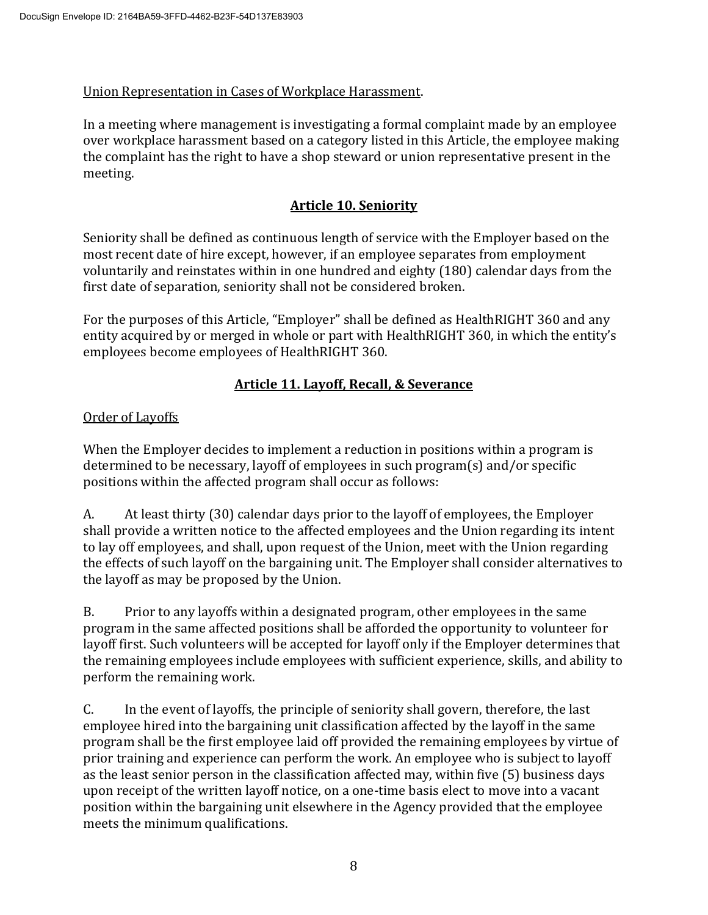Union Representation in Cases of Workplace Harassment.

In a meeting where management is investigating a formal complaint made by an employee over workplace harassment based on a category listed in this Article, the employee making the complaint has the right to have a shop steward or union representative present in the meeting.

## **Article 10. Seniority**

Seniority shall be defined as continuous length of service with the Employer based on the most recent date of hire except, however, if an employee separates from employment voluntarily and reinstates within in one hundred and eighty (180) calendar days from the first date of separation, seniority shall not be considered broken.

For the purposes of this Article, "Employer" shall be defined as HealthRIGHT 360 and any entity acquired by or merged in whole or part with HealthRIGHT 360, in which the entity's employees become employees of HealthRIGHT 360.

## **Article 11. Layoff, Recall, & Severance**

Order of Layoffs

When the Employer decides to implement a reduction in positions within a program is determined to be necessary, layoff of employees in such program(s) and/or specific positions within the affected program shall occur as follows:

A. At least thirty (30) calendar days prior to the layoff of employees, the Employer shall provide a written notice to the affected employees and the Union regarding its intent to lay off employees, and shall, upon request of the Union, meet with the Union regarding the effects of such layoff on the bargaining unit. The Employer shall consider alternatives to the layoff as may be proposed by the Union.

B. Prior to any layoffs within a designated program, other employees in the same program in the same affected positions shall be afforded the opportunity to volunteer for layoff first. Such volunteers will be accepted for layoff only if the Employer determines that the remaining employees include employees with sufficient experience, skills, and ability to perform the remaining work.

C. In the event of layoffs, the principle of seniority shall govern, therefore, the last employee hired into the bargaining unit classification affected by the layoff in the same program shall be the first employee laid off provided the remaining employees by virtue of prior training and experience can perform the work. An employee who is subject to layoff as the least senior person in the classification affected may, within five (5) business days upon receipt of the written layoff notice, on a one-time basis elect to move into a vacant position within the bargaining unit elsewhere in the Agency provided that the employee meets the minimum qualifications.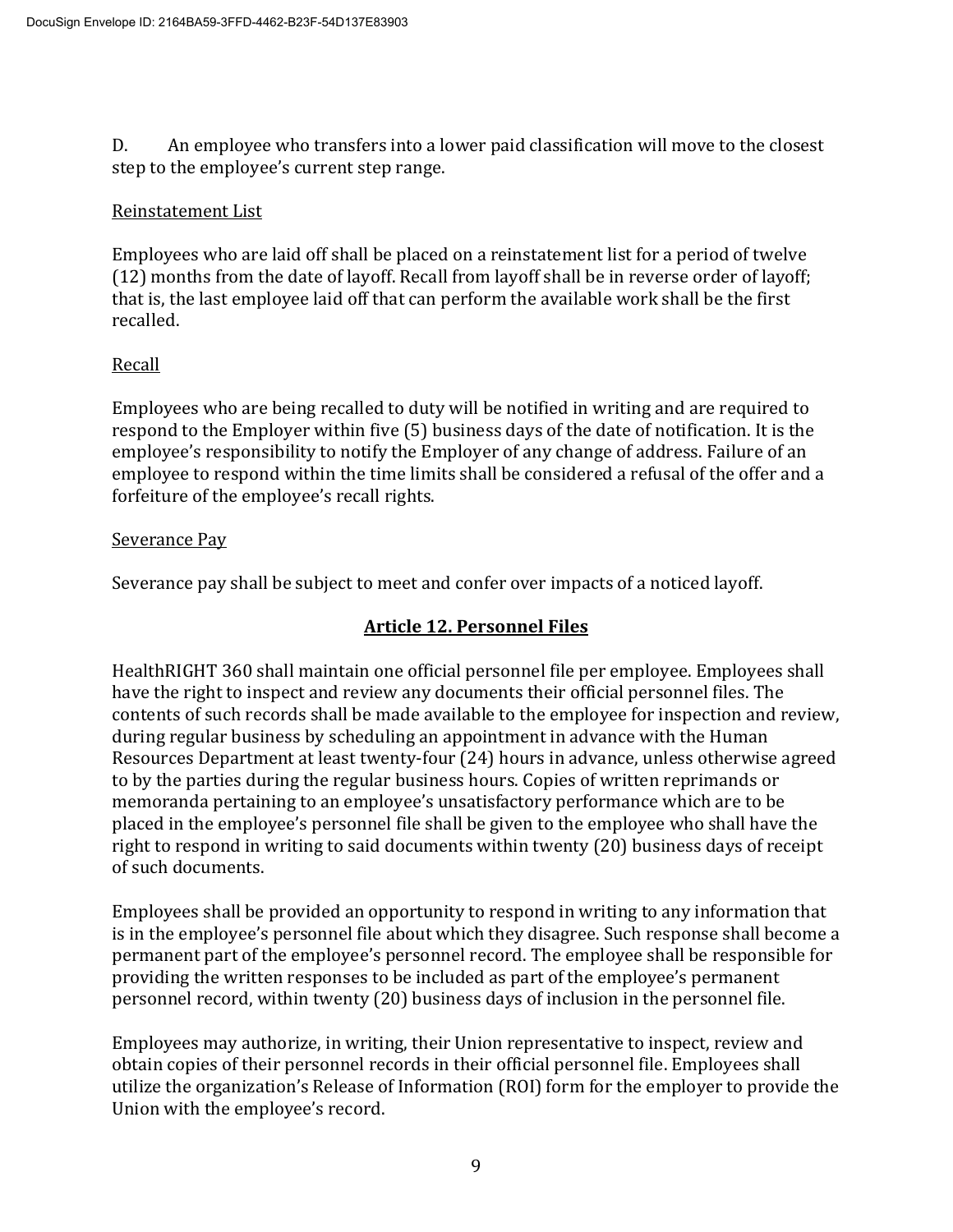D. An employee who transfers into a lower paid classification will move to the closest step to the employee's current step range.

Reinstatement List

Employees who are laid off shall be placed on a reinstatement list for a period of twelve (12) months from the date of layoff. Recall from layoff shall be in reverse order of layoff; that is, the last employee laid off that can perform the available work shall be the first recalled.

Recall

Employees who are being recalled to duty will be notified in writing and are required to respond to the Employer within five (5) business days of the date of notification. It is the employee's responsibility to notify the Employer of any change of address. Failure of an employee to respond within the time limits shall be considered a refusal of the offer and a forfeiture of the employee's recall rights.

Severance Pay

Severance pay shall be subject to meet and confer over impacts of a noticed layoff.

## Article 12. Personnel Files

HealthRIGHT 360 shall maintain one official personnel file per employee. Employees shall have the right to inspect and review any documents their official personnel files. The contents of such records shall be made available to the employee for inspection and review, during regular business by scheduling an appointment in advance with the Human Resources Department at least twenty-four (24) hours in advance, unless otherwise agreed to by the parties during the regular business hours. Copies of written reprimands or memoranda pertaining to an employee's unsatisfactory performance which are to be placed in the employee's personnel file shall be given to the employee who shall have the right to respond in writing to said documents within twenty (20) business days of receipt of such documents.

Employees shall be provided an opportunity to respond in writing to any information that is in the employee's personnel file about which they disagree. Such response shall become a permanent part of the employee's personnel record. The employee shall be responsible for providing the written responses to be included as part of the employee's permanent personnel record, within twenty (20) business days of inclusion in the personnel file.

Employees may authorize, in writing, their Union representative to inspect, review and obtain copies of their personnel records in their official personnel file. Employees shall utilize the organization's Release of Information (ROI) form for the employer to provide the Union with the employee's record.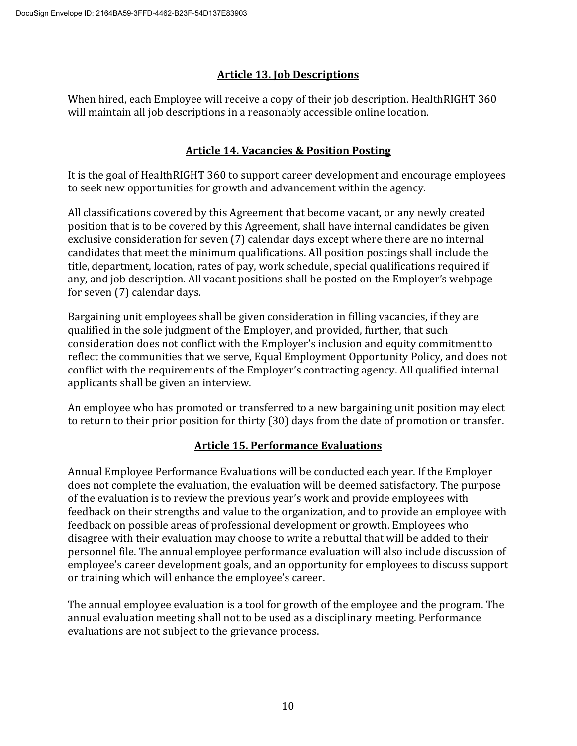## Article 13. Job Descriptions

When hired, each Employee will receive a copy of their job description. HealthRIGHT 360 will maintain all job descriptions in a reasonably accessible online location.

## Article 14. Vacancies & Position Posting

It is the goal of HealthRIGHT 360 to support career development and encourage employees to seek new opportunities for growth and advancement within the agency.

All classifications covered by this Agreement that become vacant, or any newly created position that is to be covered by this Agreement, shall have internal candidates be given exclusive consideration for seven (7) calendar days except where there are no internal candidates that meet the minimum qualifications. All position postings shall include the title, department, location, rates of pay, work schedule, special qualifications required if any, and job description. All vacant positions shall be posted on the Employer's webpage for seven (7) calendar days.

Bargaining unit employees shall be given consideration in filling vacancies, if they are qualified in the sole judgment of the Employer, and provided, further, that such consideration does not conflict with the Employer's inclusion and equity commitment to reflect the communities that we serve, Equal Employment Opportunity Policy, and does not conflict with the requirements of the Employer's contracting agency. All qualified internal applicants shall be given an interview.

An employee who has promoted or transferred to a new bargaining unit position may elect to return to their prior position for thirty (30) days from the date of promotion or transfer.

## Article 15. Performance Evaluations

Annual Employee Performance Evaluations will be conducted each year. If the Employer does not complete the evaluation, the evaluation will be deemed satisfactory. The purpose of the evaluation is to review the previous year's work and provide employees with feedback on their strengths and value to the organization, and to provide an employee with feedback on possible areas of professional development or growth. Employees who disagree with their evaluation may choose to write a rebuttal that will be added to their personnel file. The annual employee performance evaluation will also include discussion of employee's career development goals, and an opportunity for employees to discuss support or training which will enhance the employee's career.

The annual employee evaluation is a tool for growth of the employee and the program. The annual evaluation meeting shall not to be used as a disciplinary meeting. Performance evaluations are not subject to the grievance process.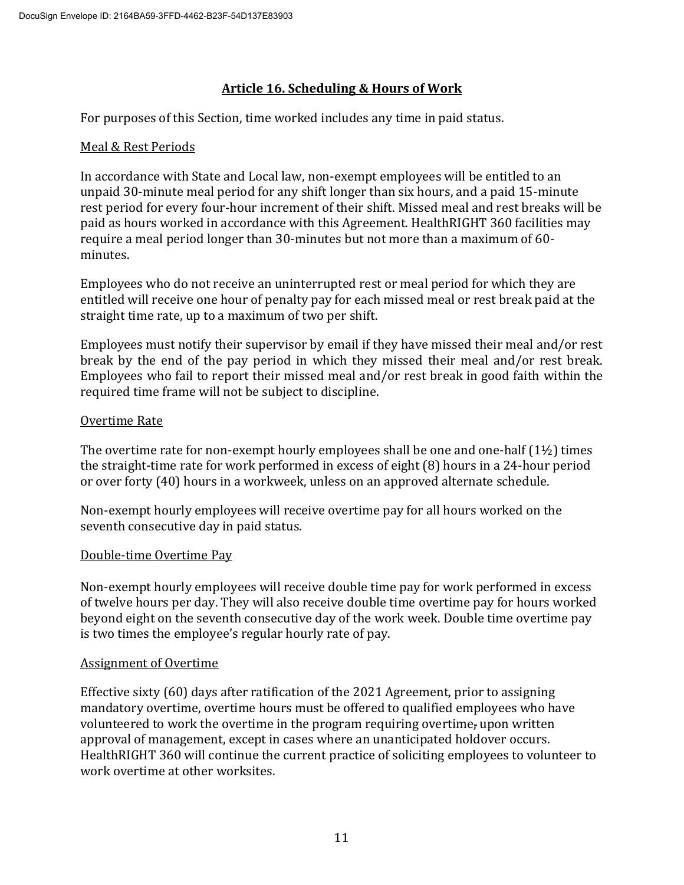## Article 16. Scheduling & Hours of Work

For purposes of this Section, time worked includes any time in paid status.

Meal & Rest Periods

In accordance with State and Local law, non-exempt employees will be entitled to an unpaid 30-minute meal period for any shift longer than six hours, and a paid 15-minute rest period for every four-hour increment of their shift. Missed meal and rest breaks will be paid as hours worked in accordance with this Agreement. HealthRIGHT 360 facilities may require a meal period longer than 30-minutes but not more than a maximum of 60-minutes.

Employees who do not receive an uninterrupted rest or meal period for which they are entitled will receive one hour of penalty pay for each missed meal or rest break paid at the straight time rate, up to a maximum of two per shift.

Employees must notify their supervisor by email if they have missed their meal and/or rest break by the end of the pay period in which they missed their meal and/or rest break. Employees who fail to report their missed meal and/or rest break in good faith within the required time frame will not be subject to discipline.

Overtime Rate

The overtime rate for non-exempt hourly employees shall be one and one-half (1½) times the straight-time rate for work performed in excess of eight (8) hours in a 24-hour period or over forty (40) hours in a workweek, unless on an approved alternate schedule.

Non-exempt hourly employees will receive overtime pay for all hours worked on the seventh consecutive day in paid status.

Double-time Overtime Pay

Non-exempt hourly employees will receive double time pay for work performed in excess of twelve hours per day. They will also receive double time overtime pay for hours worked beyond eight on the seventh consecutive day of the work week. Double time overtime pay is two times the employee's regular hourly rate of pay.

Assignment of Overtime

Effective sixty (60) days after ratification of the 2021 Agreement, prior to assigning mandatory overtime, overtime hours must be offered to qualified employees who have volunteered to work the overtime in the program requiring overtime upon written approval of management, except in cases where an unanticipated holdover occurs. HealthRIGHT 360 will continue the current practice of soliciting employees to volunteer to work overtime at other worksites.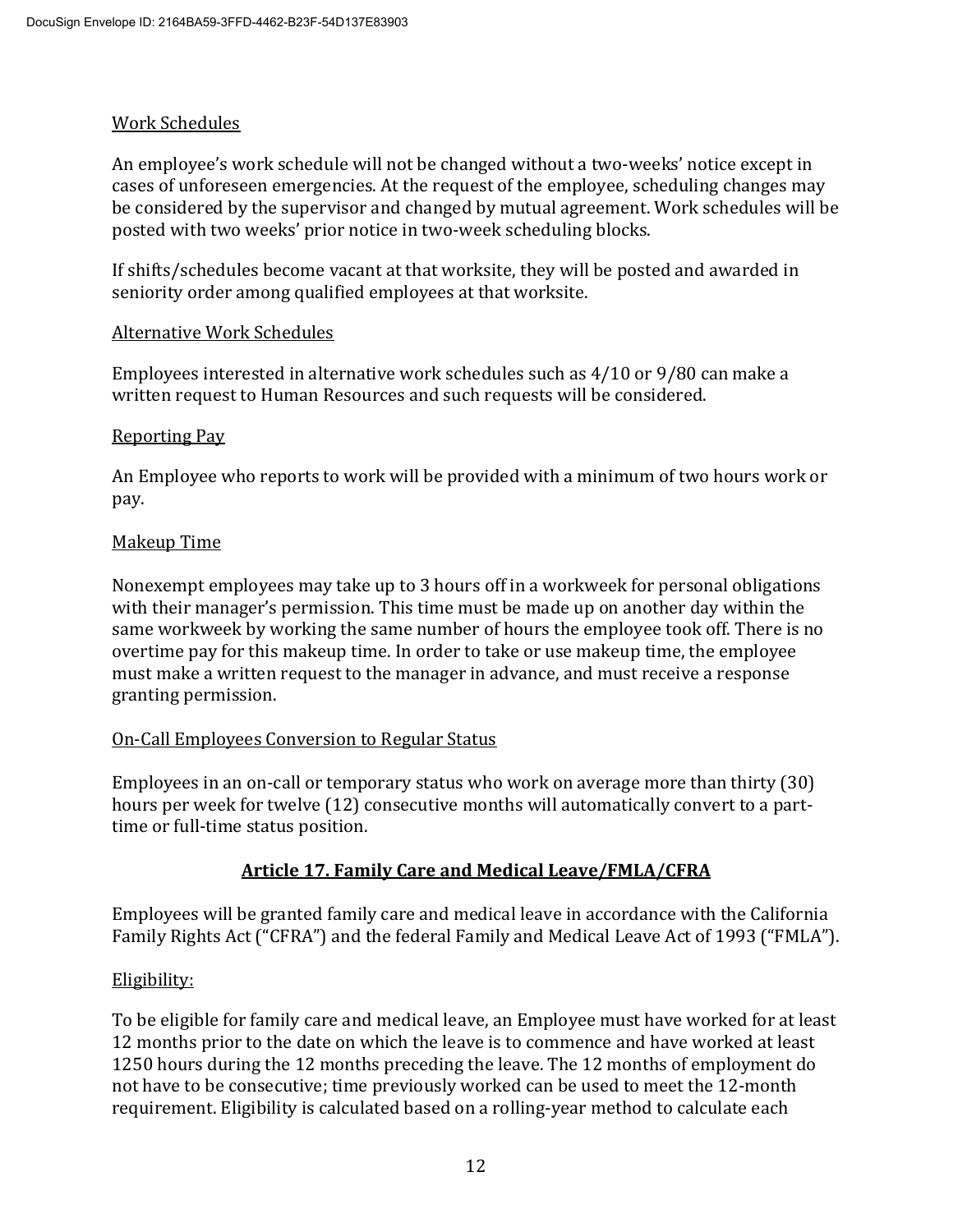Work Schedules

An employee's work schedule will not be changed without a two-weeks' notice except in cases of unforeseen emergencies. At the request of the employee, scheduling changes may be considered by the supervisor and changed by mutual agreement. Work schedules will be posted with two weeks' prior notice in two-week scheduling blocks.

If shifts/schedules become vacant at that worksite, they will be posted and awarded in seniority order among qualified employees at that worksite.

Alternative Work Schedules

Employees interested in alternative work schedules such as 4/10 or 9/80 can make a written request to Human Resources and such requests will be considered.

Reporting Pay

An Employee who reports to work will be provided with a minimum of two hours work or pay.

Makeup Time

Nonexempt employees may take up to 3 hours off in a workweek for personal obligations with their manager's permission. This time must be made up on another day within the same workweek by working the same number of hours the employee took off. There is no overtime pay for this makeup time. In order to take or use makeup time, the employee must make a written request to the manager in advance, and must receive a response granting permission.

On-Call Employees Conversion to Regular Status

Employees in an on-call or temporary status who work on average more than thirty (30) hours per week for twelve (12) consecutive months will automatically convert to a part-time or full-time status position.

## Article 17. Family Care and Medical Leave/FMLA/CFRA

Employees will be granted family care and medical leave in accordance with the California Family Rights Act ("CFRA") and the federal Family and Medical Leave Act of 1993 ("FMLA").

Eligibility:

To be eligible for family care and medical leave, an Employee must have worked for at least 12 months prior to the date on which the leave is to commence and have worked at least 1250 hours during the 12 months preceding the leave. The 12 months of employment do not have to be consecutive; time previously worked can be used to meet the 12-month requirement. Eligibility is calculated based on a rolling-year method to calculate each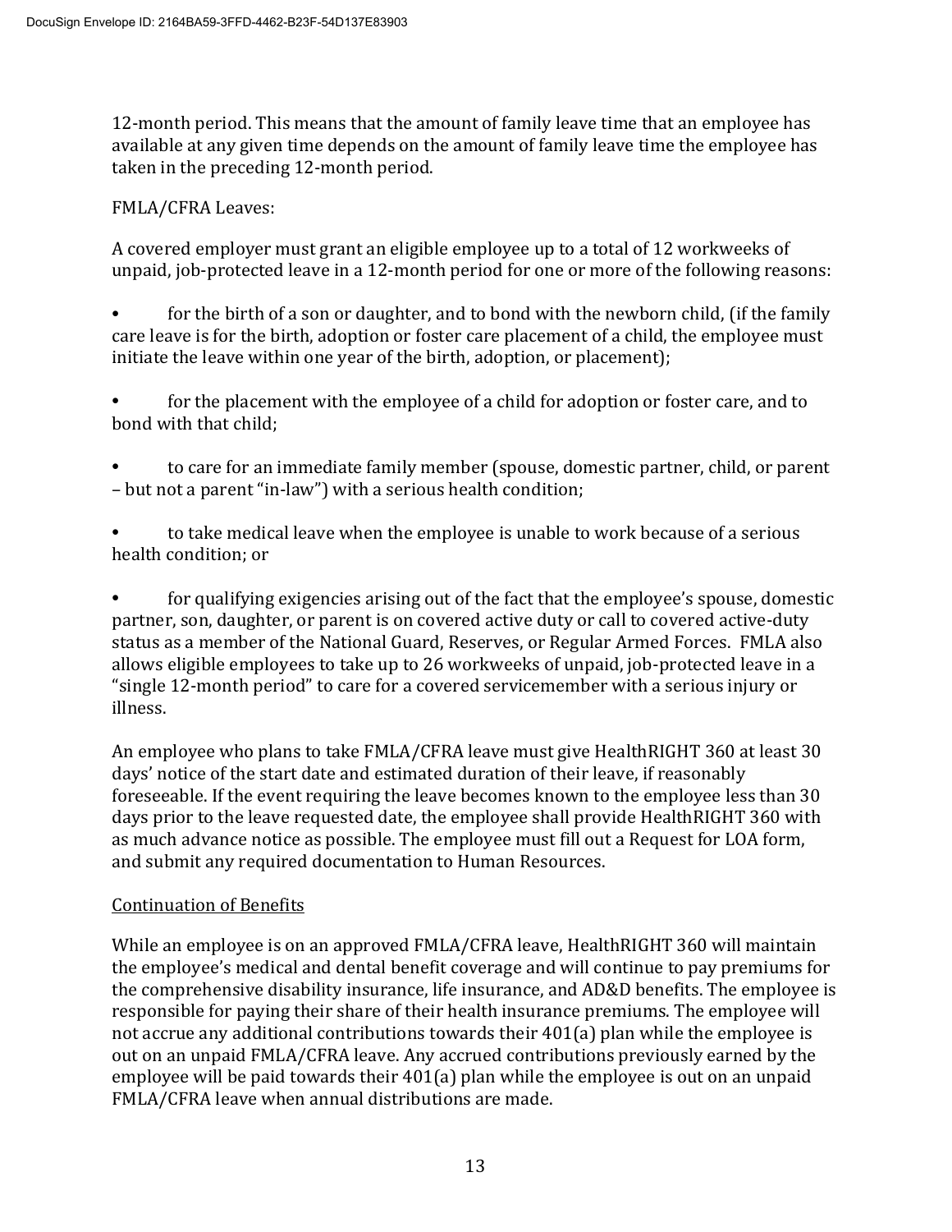12-month period. This means that the amount of family leave time that an employee has available at any given time depends on the amount of family leave time the employee has taken in the preceding 12-month period.

FMLA/CFRA Leaves:

A covered employer must grant an eligible employee up to a total of 12 workweeks of unpaid, job-protected leave in a 12-month period for one or more of the following reasons:

- for the birth of a son or daughter, and to bond with the newborn child, (if the family care leave is for the birth, adoption or foster care placement of a child, the employee must initiate the leave within one year of the birth, adoption, or placement);

- for the placement with the employee of a child for adoption or foster care, and to bond with that child;

- to care for an immediate family member (spouse, domestic partner, child, or parent – but not a parent "in-law") with a serious health condition;

- to take medical leave when the employee is unable to work because of a serious health condition; or

- for qualifying exigencies arising out of the fact that the employee's spouse, domestic partner, son, daughter, or parent is on covered active duty or call to covered active-duty status as a member of the National Guard, Reserves, or Regular Armed Forces. FMLA also allows eligible employees to take up to 26 workweeks of unpaid, job-protected leave in a "single 12-month period" to care for a covered servicemember with a serious injury or illness.

An employee who plans to take FMLA/CFRA leave must give HealthRIGHT 360 at least 30 days' notice of the start date and estimated duration of their leave, if reasonably foreseeable. If the event requiring the leave becomes known to the employee less than 30 days prior to the leave requested date, the employee shall provide HealthRIGHT 360 with as much advance notice as possible. The employee must fill out a Request for LOA form, and submit any required documentation to Human Resources.

Continuation of Benefits

While an employee is on an approved FMLA/CFRA leave, HealthRIGHT 360 will maintain the employee's medical and dental benefit coverage and will continue to pay premiums for the comprehensive disability insurance, life insurance, and AD&D benefits. The employee is responsible for paying their share of their health insurance premiums. The employee will not accrue any additional contributions towards their 401(a) plan while the employee is out on an unpaid FMLA/CFRA leave. Any accrued contributions previously earned by the employee will be paid towards their 401(a) plan while the employee is out on an unpaid FMLA/CFRA leave when annual distributions are made.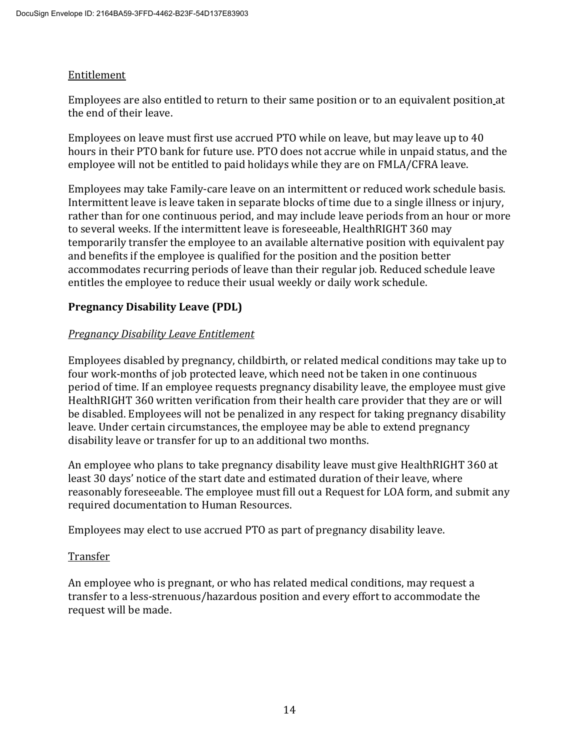Entitlement

Employees are also entitled to return to their same position or to an equivalent position at the end of their leave.

Employees on leave must first use accrued PTO while on leave, but may leave up to 40 hours in their PTO bank for future use. PTO does not accrue while in unpaid status, and the employee will not be entitled to paid holidays while they are on FMLA/CFRA leave.

Employees may take Family-care leave on an intermittent or reduced work schedule basis. Intermittent leave is leave taken in separate blocks of time due to a single illness or injury, rather than for one continuous period, and may include leave periods from an hour or more to several weeks. If the intermittent leave is foreseeable, HealthRIGHT 360 may temporarily transfer the employee to an available alternative position with equivalent pay and benefits if the employee is qualified for the position and the position better accommodates recurring periods of leave than their regular job. Reduced schedule leave entitles the employee to reduce their usual weekly or daily work schedule.

**Pregnancy Disability Leave (PDL)**

*Pregnancy Disability Leave Entitlement*

Employees disabled by pregnancy, childbirth, or related medical conditions may take up to four work-months of job protected leave, which need not be taken in one continuous period of time. If an employee requests pregnancy disability leave, the employee must give HealthRIGHT 360 written verification from their health care provider that they are or will be disabled. Employees will not be penalized in any respect for taking pregnancy disability leave. Under certain circumstances, the employee may be able to extend pregnancy disability leave or transfer for up to an additional two months.

An employee who plans to take pregnancy disability leave must give HealthRIGHT 360 at least 30 days' notice of the start date and estimated duration of their leave, where reasonably foreseeable. The employee must fill out a Request for LOA form, and submit any required documentation to Human Resources.

Employees may elect to use accrued PTO as part of pregnancy disability leave.

Transfer

An employee who is pregnant, or who has related medical conditions, may request a transfer to a less-strenuous/hazardous position and every effort to accommodate the request will be made.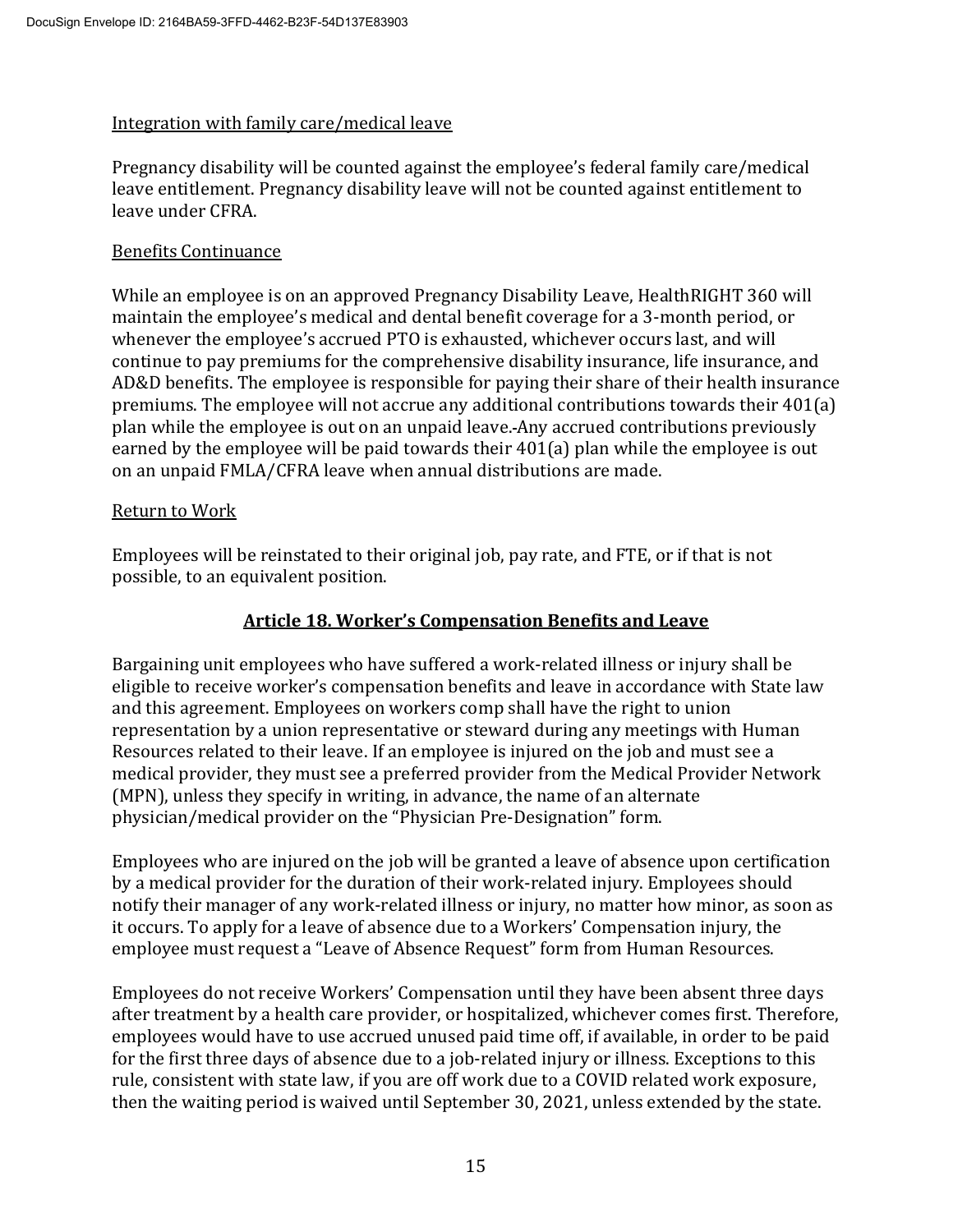Integration with family care/medical leave

Pregnancy disability will be counted against the employee's federal family care/medical leave entitlement. Pregnancy disability leave will not be counted against entitlement to leave under CFRA.

Benefits Continuance

While an employee is on an approved Pregnancy Disability Leave, HealthRIGHT 360 will maintain the employee's medical and dental benefit coverage for a 3-month period, or whenever the employee's accrued PTO is exhausted, whichever occurs last, and will continue to pay premiums for the comprehensive disability insurance, life insurance, and AD&D benefits. The employee is responsible for paying their share of their health insurance premiums. The employee will not accrue any additional contributions towards their 401(a) plan while the employee is out on an unpaid leave. Any accrued contributions previously earned by the employee will be paid towards their 401(a) plan while the employee is out on an unpaid FMLA/CFRA leave when annual distributions are made.

Return to Work

Employees will be reinstated to their original job, pay rate, and FTE, or if that is not possible, to an equivalent position.

## Article 18. Worker's Compensation Benefits and Leave

Bargaining unit employees who have suffered a work-related illness or injury shall be eligible to receive worker's compensation benefits and leave in accordance with State law and this agreement. Employees on workers comp shall have the right to union representation by a union representative or steward during any meetings with Human Resources related to their leave. If an employee is injured on the job and must see a medical provider, they must see a preferred provider from the Medical Provider Network (MPN), unless they specify in writing, in advance, the name of an alternate physician/medical provider on the "Physician Pre-Designation" form.

Employees who are injured on the job will be granted a leave of absence upon certification by a medical provider for the duration of their work-related injury. Employees should notify their manager of any work-related illness or injury, no matter how minor, as soon as it occurs. To apply for a leave of absence due to a Workers' Compensation injury, the employee must request a "Leave of Absence Request" form from Human Resources.

Employees do not receive Workers' Compensation until they have been absent three days after treatment by a health care provider, or hospitalized, whichever comes first. Therefore, employees would have to use accrued unused paid time off, if available, in order to be paid for the first three days of absence due to a job-related injury or illness. Exceptions to this rule, consistent with state law, if you are off work due to a COVID related work exposure, then the waiting period is waived until September 30, 2021, unless extended by the state.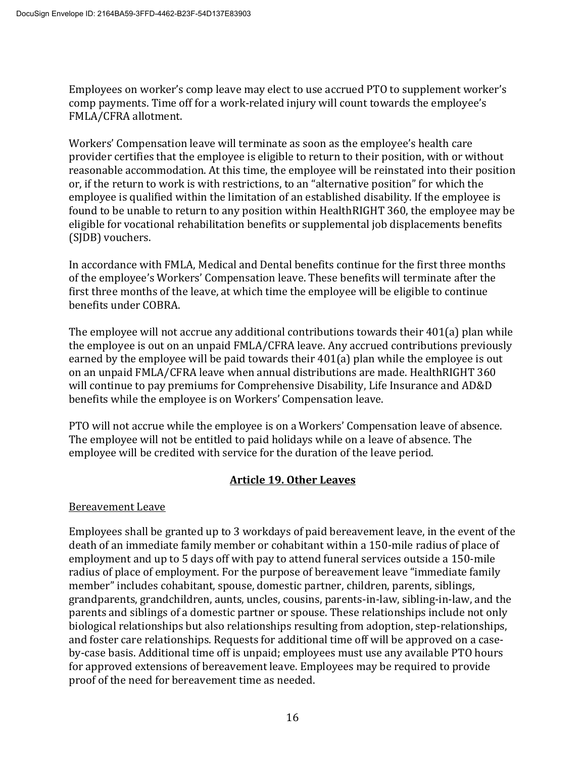Employees on worker's comp leave may elect to use accrued PTO to supplement worker's comp payments. Time off for a work-related injury will count towards the employee's FMLA/CFRA allotment.

Workers' Compensation leave will terminate as soon as the employee's health care provider certifies that the employee is eligible to return to their position, with or without reasonable accommodation. At this time, the employee will be reinstated into their position or, if the return to work is with restrictions, to an "alternative position" for which the employee is qualified within the limitation of an established disability. If the employee is found to be unable to return to any position within HealthRIGHT 360, the employee may be eligible for vocational rehabilitation benefits or supplemental job displacements benefits (SJDB) vouchers.

In accordance with FMLA, Medical and Dental benefits continue for the first three months of the employee's Workers' Compensation leave. These benefits will terminate after the first three months of the leave, at which time the employee will be eligible to continue benefits under COBRA.

The employee will not accrue any additional contributions towards their 401(a) plan while the employee is out on an unpaid FMLA/CFRA leave. Any accrued contributions previously earned by the employee will be paid towards their 401(a) plan while the employee is out on an unpaid FMLA/CFRA leave when annual distributions are made. HealthRIGHT 360 will continue to pay premiums for Comprehensive Disability, Life Insurance and AD&D benefits while the employee is on Workers' Compensation leave.

PTO will not accrue while the employee is on a Workers' Compensation leave of absence. The employee will not be entitled to paid holidays while on a leave of absence. The employee will be credited with service for the duration of the leave period.

## Article 19. Other Leaves

### Bereavement Leave

Employees shall be granted up to 3 workdays of paid bereavement leave, in the event of the death of an immediate family member or cohabitant within a 150-mile radius of place of employment and up to 5 days off with pay to attend funeral services outside a 150-mile radius of place of employment. For the purpose of bereavement leave "immediate family member" includes cohabitant, spouse, domestic partner, children, parents, siblings, grandparents, grandchildren, aunts, uncles, cousins, parents-in-law, sibling-in-law, and the parents and siblings of a domestic partner or spouse. These relationships include not only biological relationships but also relationships resulting from adoption, step-relationships, and foster care relationships. Requests for additional time off will be approved on a case-by-case basis. Additional time off is unpaid; employees must use any available PTO hours for approved extensions of bereavement leave. Employees may be required to provide proof of the need for bereavement time as needed.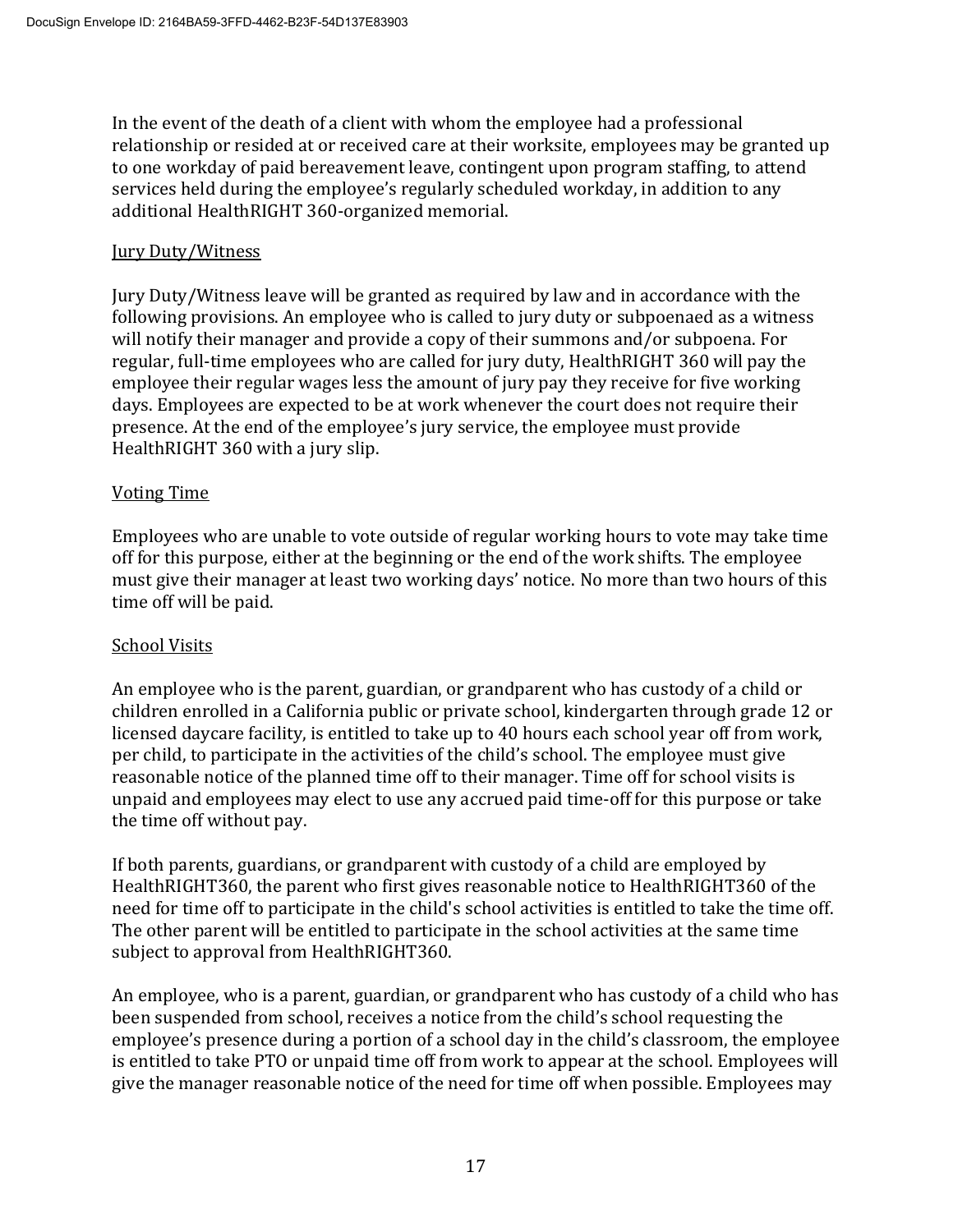In the event of the death of a client with whom the employee had a professional relationship or resided at or received care at their worksite, employees may be granted up to one workday of paid bereavement leave, contingent upon program staffing, to attend services held during the employee's regularly scheduled workday, in addition to any additional HealthRIGHT 360-organized memorial.

Jury Duty/Witness

Jury Duty/Witness leave will be granted as required by law and in accordance with the following provisions. An employee who is called to jury duty or subpoenaed as a witness will notify their manager and provide a copy of their summons and/or subpoena. For regular, full-time employees who are called for jury duty, HealthRIGHT 360 will pay the employee their regular wages less the amount of jury pay they receive for five working days. Employees are expected to be at work whenever the court does not require their presence. At the end of the employee's jury service, the employee must provide HealthRIGHT 360 with a jury slip.

Voting Time

Employees who are unable to vote outside of regular working hours to vote may take time off for this purpose, either at the beginning or the end of the work shifts. The employee must give their manager at least two working days' notice. No more than two hours of this time off will be paid.

School Visits

An employee who is the parent, guardian, or grandparent who has custody of a child or children enrolled in a California public or private school, kindergarten through grade 12 or licensed daycare facility, is entitled to take up to 40 hours each school year off from work, per child, to participate in the activities of the child's school. The employee must give reasonable notice of the planned time off to their manager. Time off for school visits is unpaid and employees may elect to use any accrued paid time-off for this purpose or take the time off without pay.

If both parents, guardians, or grandparent with custody of a child are employed by HealthRIGHT360, the parent who first gives reasonable notice to HealthRIGHT360 of the need for time off to participate in the child's school activities is entitled to take the time off. The other parent will be entitled to participate in the school activities at the same time subject to approval from HealthRIGHT360.

An employee, who is a parent, guardian, or grandparent who has custody of a child who has been suspended from school, receives a notice from the child's school requesting the employee's presence during a portion of a school day in the child's classroom, the employee is entitled to take PTO or unpaid time off from work to appear at the school. Employees will give the manager reasonable notice of the need for time off when possible. Employees may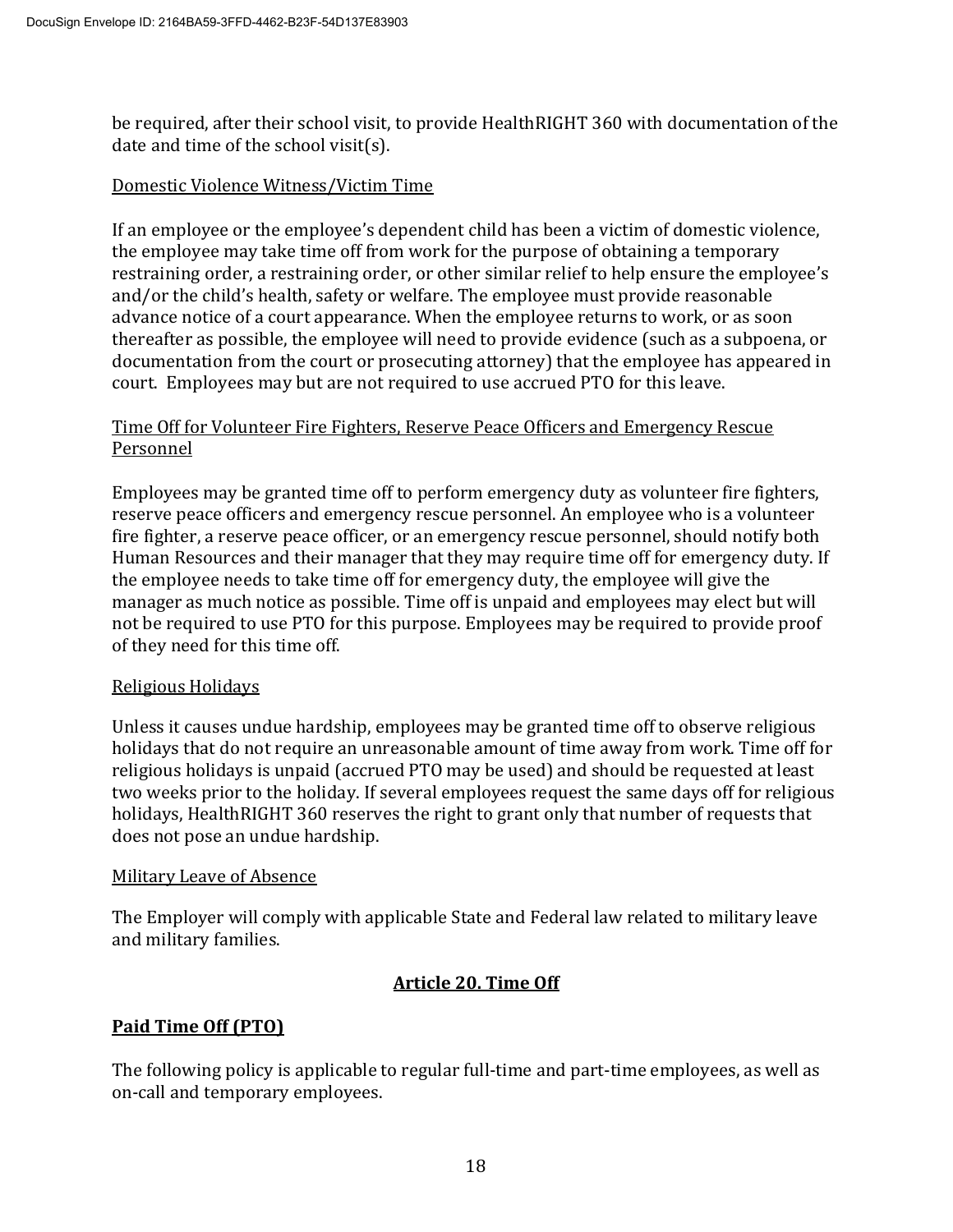be required, after their school visit, to provide HealthRIGHT 360 with documentation of the date and time of the school visit(s).

Domestic Violence Witness/Victim Time

If an employee or the employee's dependent child has been a victim of domestic violence, the employee may take time off from work for the purpose of obtaining a temporary restraining order, a restraining order, or other similar relief to help ensure the employee's and/or the child's health, safety or welfare. The employee must provide reasonable advance notice of a court appearance. When the employee returns to work, or as soon thereafter as possible, the employee will need to provide evidence (such as a subpoena, or documentation from the court or prosecuting attorney) that the employee has appeared in court. Employees may but are not required to use accrued PTO for this leave.

Time Off for Volunteer Fire Fighters, Reserve Peace Officers and Emergency Rescue Personnel

Employees may be granted time off to perform emergency duty as volunteer fire fighters, reserve peace officers and emergency rescue personnel. An employee who is a volunteer fire fighter, a reserve peace officer, or an emergency rescue personnel, should notify both Human Resources and their manager that they may require time off for emergency duty. If the employee needs to take time off for emergency duty, the employee will give the manager as much notice as possible. Time off is unpaid and employees may elect but will not be required to use PTO for this purpose. Employees may be required to provide proof of they need for this time off.

Religious Holidays

Unless it causes undue hardship, employees may be granted time off to observe religious holidays that do not require an unreasonable amount of time away from work. Time off for religious holidays is unpaid (accrued PTO may be used) and should be requested at least two weeks prior to the holiday. If several employees request the same days off for religious holidays, HealthRIGHT 360 reserves the right to grant only that number of requests that does not pose an undue hardship.

Military Leave of Absence

The Employer will comply with applicable State and Federal law related to military leave and military families.

## Article 20. Time Off

### Paid Time Off (PTO)

The following policy is applicable to regular full-time and part-time employees, as well as on-call and temporary employees.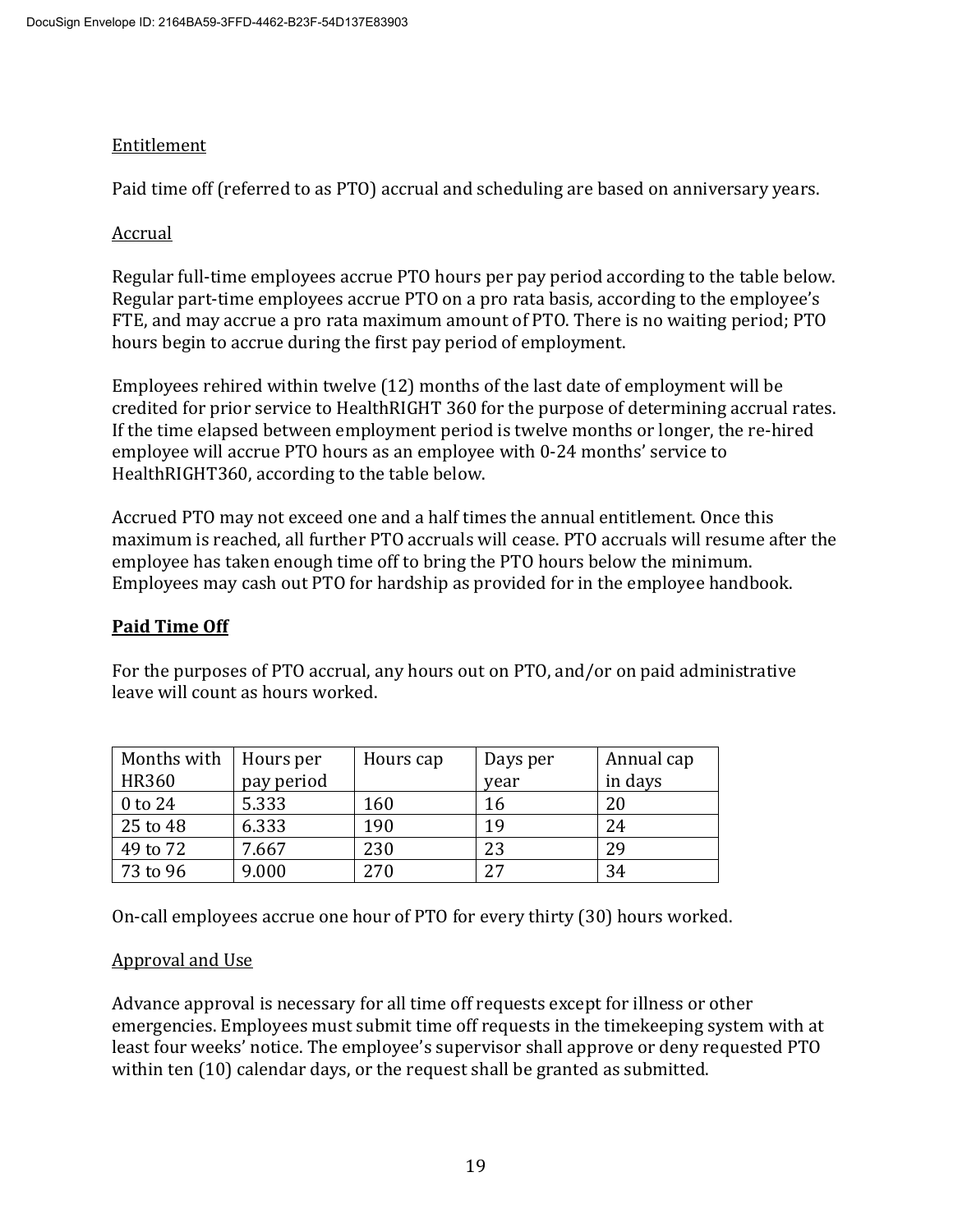Entitlement

Paid time off (referred to as PTO) accrual and scheduling are based on anniversary years.

Accrual

Regular full-time employees accrue PTO hours per pay period according to the table below. Regular part-time employees accrue PTO on a pro rata basis, according to the employee's FTE, and may accrue a pro rata maximum amount of PTO. There is no waiting period; PTO hours begin to accrue during the first pay period of employment.

Employees rehired within twelve (12) months of the last date of employment will be credited for prior service to HealthRIGHT 360 for the purpose of determining accrual rates. If the time elapsed between employment period is twelve months or longer, the re-hired employee will accrue PTO hours as an employee with 0-24 months' service to HealthRIGHT360, according to the table below.

Accrued PTO may not exceed one and a half times the annual entitlement. Once this maximum is reached, all further PTO accruals will cease. PTO accruals will resume after the employee has taken enough time off to bring the PTO hours below the minimum. Employees may cash out PTO for hardship as provided for in the employee handbook.

**Paid Time Off**

For the purposes of PTO accrual, any hours out on PTO, and/or on paid administrative leave will count as hours worked.

| Months with HR360 | Hours per pay period | Hours cap | Days per year | Annual cap in days |
|---|---|---|---|---|
| 0 to 24 | 5.333 | 160 | 16 | 20 |
| 25 to 48 | 6.333 | 190 | 19 | 24 |
| 49 to 72 | 7.667 | 230 | 23 | 29 |
| 73 to 96 | 9.000 | 270 | 27 | 34 |

On-call employees accrue one hour of PTO for every thirty (30) hours worked.

Approval and Use

Advance approval is necessary for all time off requests except for illness or other emergencies. Employees must submit time off requests in the timekeeping system with at least four weeks' notice. The employee's supervisor shall approve or deny requested PTO within ten (10) calendar days, or the request shall be granted as submitted.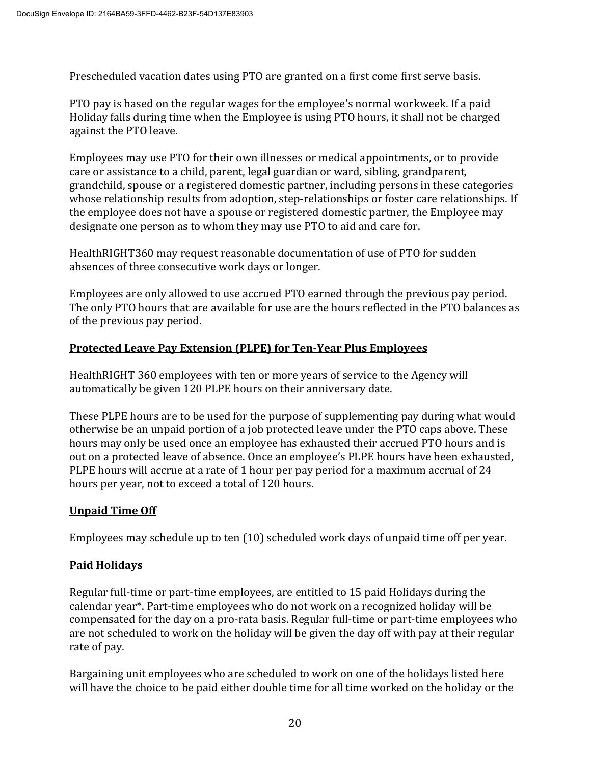Prescheduled vacation dates using PTO are granted on a first come first serve basis.

PTO pay is based on the regular wages for the employee's normal workweek. If a paid Holiday falls during time when the Employee is using PTO hours, it shall not be charged against the PTO leave.

Employees may use PTO for their own illnesses or medical appointments, or to provide care or assistance to a child, parent, legal guardian or ward, sibling, grandparent, grandchild, spouse or a registered domestic partner, including persons in these categories whose relationship results from adoption, step-relationships or foster care relationships. If the employee does not have a spouse or registered domestic partner, the Employee may designate one person as to whom they may use PTO to aid and care for.

HealthRIGHT360 may request reasonable documentation of use of PTO for sudden absences of three consecutive work days or longer.

Employees are only allowed to use accrued PTO earned through the previous pay period. The only PTO hours that are available for use are the hours reflected in the PTO balances as of the previous pay period.

**Protected Leave Pay Extension (PLPE) for Ten-Year Plus Employees**

HealthRIGHT 360 employees with ten or more years of service to the Agency will automatically be given 120 PLPE hours on their anniversary date.

These PLPE hours are to be used for the purpose of supplementing pay during what would otherwise be an unpaid portion of a job protected leave under the PTO caps above. These hours may only be used once an employee has exhausted their accrued PTO hours and is out on a protected leave of absence. Once an employee's PLPE hours have been exhausted, PLPE hours will accrue at a rate of 1 hour per pay period for a maximum accrual of 24 hours per year, not to exceed a total of 120 hours.

**Unpaid Time Off**

Employees may schedule up to ten (10) scheduled work days of unpaid time off per year.

**Paid Holidays**

Regular full-time or part-time employees, are entitled to 15 paid Holidays during the calendar year*. Part-time employees who do not work on a recognized holiday will be compensated for the day on a pro-rata basis. Regular full-time or part-time employees who are not scheduled to work on the holiday will be given the day off with pay at their regular rate of pay.

Bargaining unit employees who are scheduled to work on one of the holidays listed here will have the choice to be paid either double time for all time worked on the holiday or the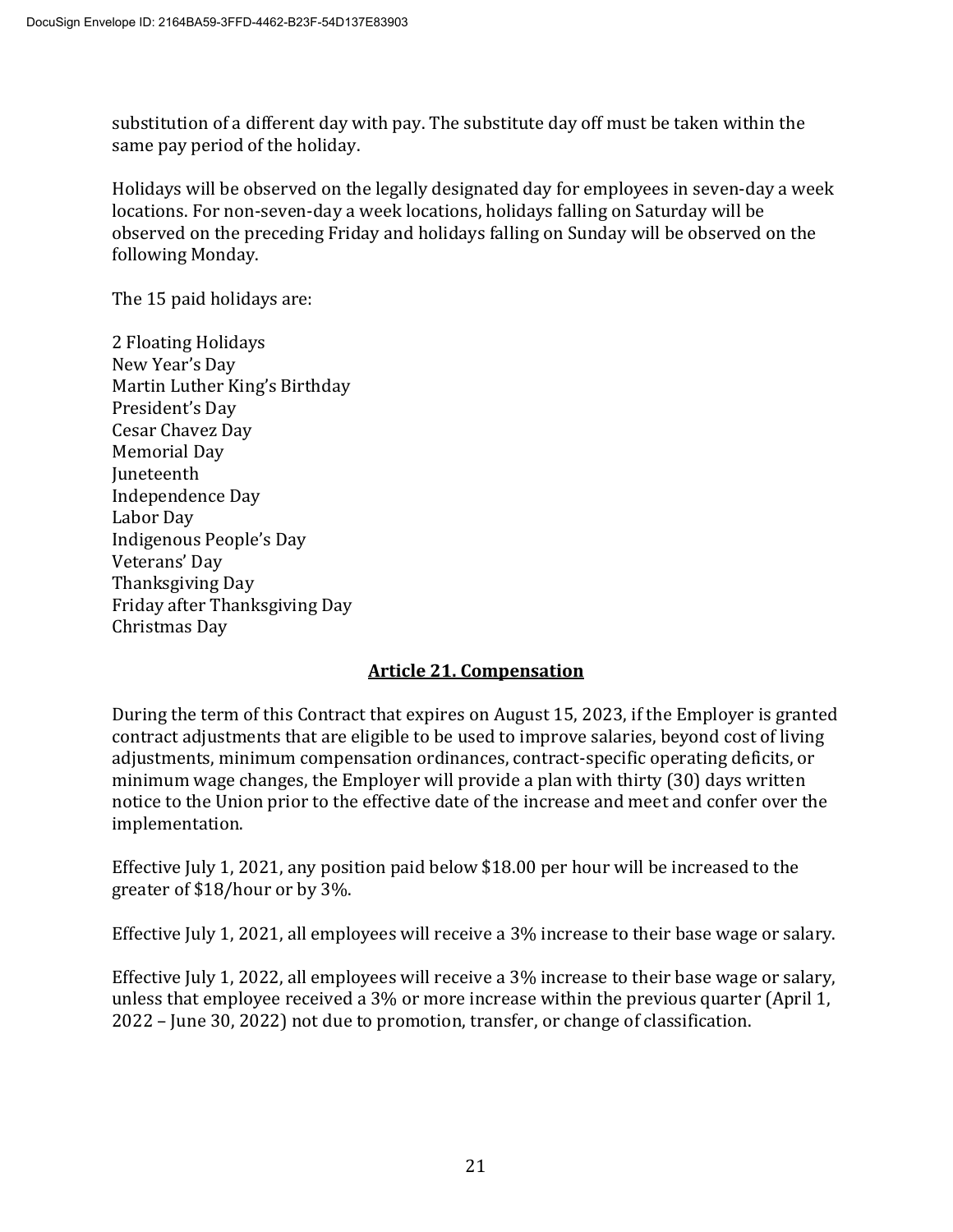substitution of a different day with pay. The substitute day off must be taken within the same pay period of the holiday.

Holidays will be observed on the legally designated day for employees in seven-day a week locations. For non-seven-day a week locations, holidays falling on Saturday will be observed on the preceding Friday and holidays falling on Sunday will be observed on the following Monday.

The 15 paid holidays are:

2 Floating Holidays
New Year's Day
Martin Luther King's Birthday
President's Day
Cesar Chavez Day
Memorial Day
Juneteenth
Independence Day
Labor Day
Indigenous People's Day
Veterans' Day
Thanksgiving Day
Friday after Thanksgiving Day
Christmas Day

## Article 21. Compensation

During the term of this Contract that expires on August 15, 2023, if the Employer is granted contract adjustments that are eligible to be used to improve salaries, beyond cost of living adjustments, minimum compensation ordinances, contract-specific operating deficits, or minimum wage changes, the Employer will provide a plan with thirty (30) days written notice to the Union prior to the effective date of the increase and meet and confer over the implementation.

Effective July 1, 2021, any position paid below $18.00 per hour will be increased to the greater of $18/hour or by 3%.

Effective July 1, 2021, all employees will receive a 3% increase to their base wage or salary.

Effective July 1, 2022, all employees will receive a 3% increase to their base wage or salary, unless that employee received a 3% or more increase within the previous quarter (April 1, 2022 – June 30, 2022) not due to promotion, transfer, or change of classification.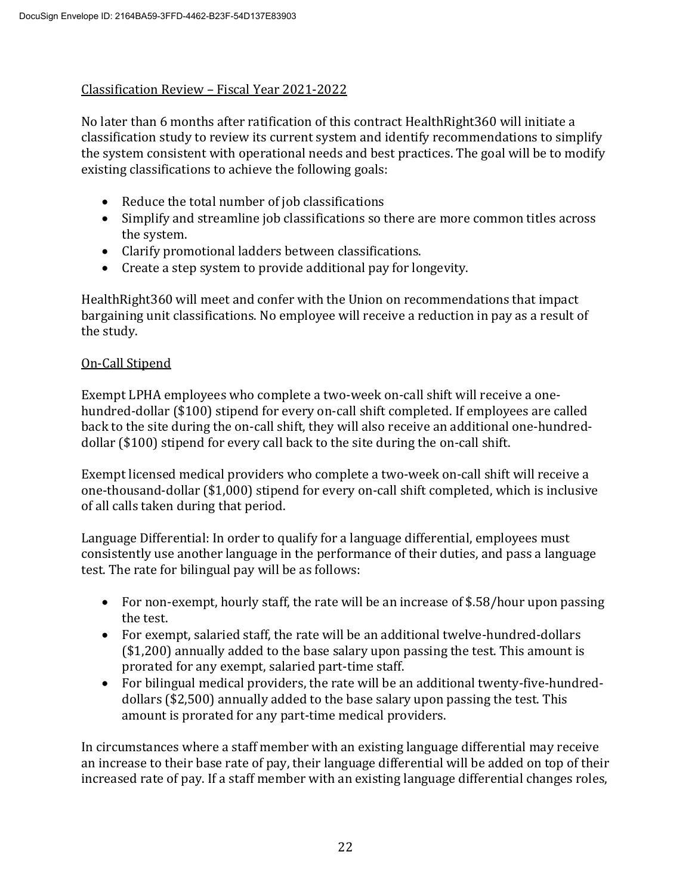Classification Review – Fiscal Year 2021-2022

No later than 6 months after ratification of this contract HealthRight360 will initiate a classification study to review its current system and identify recommendations to simplify the system consistent with operational needs and best practices. The goal will be to modify existing classifications to achieve the following goals:

- Reduce the total number of job classifications
- Simplify and streamline job classifications so there are more common titles across the system.
- Clarify promotional ladders between classifications.
- Create a step system to provide additional pay for longevity.

HealthRight360 will meet and confer with the Union on recommendations that impact bargaining unit classifications. No employee will receive a reduction in pay as a result of the study.

On-Call Stipend

Exempt LPHA employees who complete a two-week on-call shift will receive a one-hundred-dollar ($100) stipend for every on-call shift completed. If employees are called back to the site during the on-call shift, they will also receive an additional one-hundred-dollar ($100) stipend for every call back to the site during the on-call shift.

Exempt licensed medical providers who complete a two-week on-call shift will receive a one-thousand-dollar ($1,000) stipend for every on-call shift completed, which is inclusive of all calls taken during that period.

Language Differential: In order to qualify for a language differential, employees must consistently use another language in the performance of their duties, and pass a language test. The rate for bilingual pay will be as follows:

- For non-exempt, hourly staff, the rate will be an increase of $.58/hour upon passing the test.
- For exempt, salaried staff, the rate will be an additional twelve-hundred-dollars ($1,200) annually added to the base salary upon passing the test. This amount is prorated for any exempt, salaried part-time staff.
- For bilingual medical providers, the rate will be an additional twenty-five-hundred-dollars ($2,500) annually added to the base salary upon passing the test. This amount is prorated for any part-time medical providers.

In circumstances where a staff member with an existing language differential may receive an increase to their base rate of pay, their language differential will be added on top of their increased rate of pay. If a staff member with an existing language differential changes roles,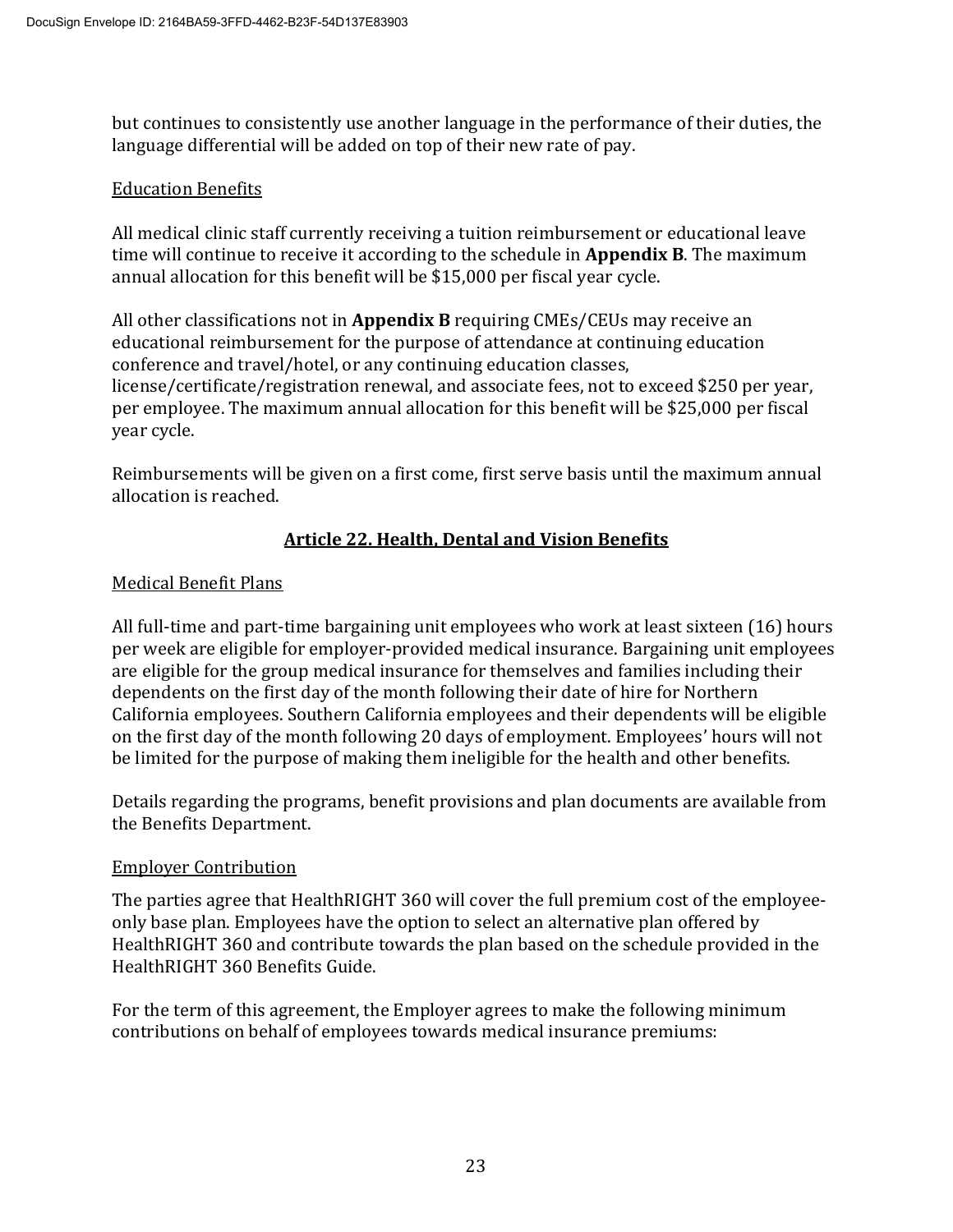but continues to consistently use another language in the performance of their duties, the language differential will be added on top of their new rate of pay.

Education Benefits

All medical clinic staff currently receiving a tuition reimbursement or educational leave time will continue to receive it according to the schedule in **Appendix B**. The maximum annual allocation for this benefit will be $15,000 per fiscal year cycle.

All other classifications not in **Appendix B** requiring CMEs/CEUs may receive an educational reimbursement for the purpose of attendance at continuing education conference and travel/hotel, or any continuing education classes, license/certificate/registration renewal, and associate fees, not to exceed $250 per year, per employee. The maximum annual allocation for this benefit will be $25,000 per fiscal year cycle.

Reimbursements will be given on a first come, first serve basis until the maximum annual allocation is reached.

## Article 22. Health, Dental and Vision Benefits

Medical Benefit Plans

All full-time and part-time bargaining unit employees who work at least sixteen (16) hours per week are eligible for employer-provided medical insurance. Bargaining unit employees are eligible for the group medical insurance for themselves and families including their dependents on the first day of the month following their date of hire for Northern California employees. Southern California employees and their dependents will be eligible on the first day of the month following 20 days of employment. Employees' hours will not be limited for the purpose of making them ineligible for the health and other benefits.

Details regarding the programs, benefit provisions and plan documents are available from the Benefits Department.

Employer Contribution

The parties agree that HealthRIGHT 360 will cover the full premium cost of the employee-only base plan. Employees have the option to select an alternative plan offered by HealthRIGHT 360 and contribute towards the plan based on the schedule provided in the HealthRIGHT 360 Benefits Guide.

For the term of this agreement, the Employer agrees to make the following minimum contributions on behalf of employees towards medical insurance premiums: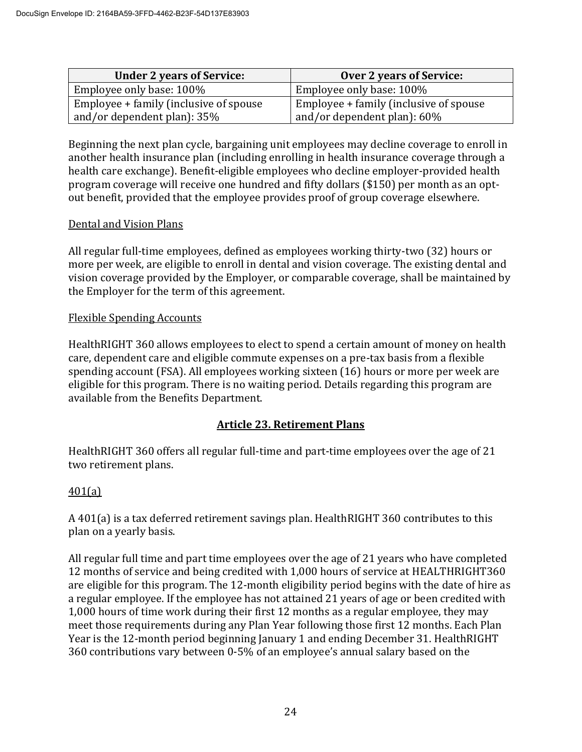| Under 2 years of Service: | Over 2 years of Service: |
| --- | --- |
| Employee only base: 100% | Employee only base: 100% |
| Employee + family (inclusive of spouse and/or dependent plan): 35% | Employee + family (inclusive of spouse and/or dependent plan): 60% |

Beginning the next plan cycle, bargaining unit employees may decline coverage to enroll in another health insurance plan (including enrolling in health insurance coverage through a health care exchange). Benefit-eligible employees who decline employer-provided health program coverage will receive one hundred and fifty dollars ($150) per month as an opt-out benefit, provided that the employee provides proof of group coverage elsewhere.

<u>Dental and Vision Plans</u>

All regular full-time employees, defined as employees working thirty-two (32) hours or more per week, are eligible to enroll in dental and vision coverage. The existing dental and vision coverage provided by the Employer, or comparable coverage, shall be maintained by the Employer for the term of this agreement.

<u>Flexible Spending Accounts</u>

HealthRIGHT 360 allows employees to elect to spend a certain amount of money on health care, dependent care and eligible commute expenses on a pre-tax basis from a flexible spending account (FSA). All employees working sixteen (16) hours or more per week are eligible for this program. There is no waiting period. Details regarding this program are available from the Benefits Department.

## Article 23. Retirement Plans

HealthRIGHT 360 offers all regular full-time and part-time employees over the age of 21 two retirement plans.

<u>401(a)</u>

A 401(a) is a tax deferred retirement savings plan. HealthRIGHT 360 contributes to this plan on a yearly basis.

All regular full time and part time employees over the age of 21 years who have completed 12 months of service and being credited with 1,000 hours of service at HEALTHRIGHT360 are eligible for this program. The 12-month eligibility period begins with the date of hire as a regular employee. If the employee has not attained 21 years of age or been credited with 1,000 hours of time work during their first 12 months as a regular employee, they may meet those requirements during any Plan Year following those first 12 months. Each Plan Year is the 12-month period beginning January 1 and ending December 31. HealthRIGHT 360 contributions vary between 0-5% of an employee's annual salary based on the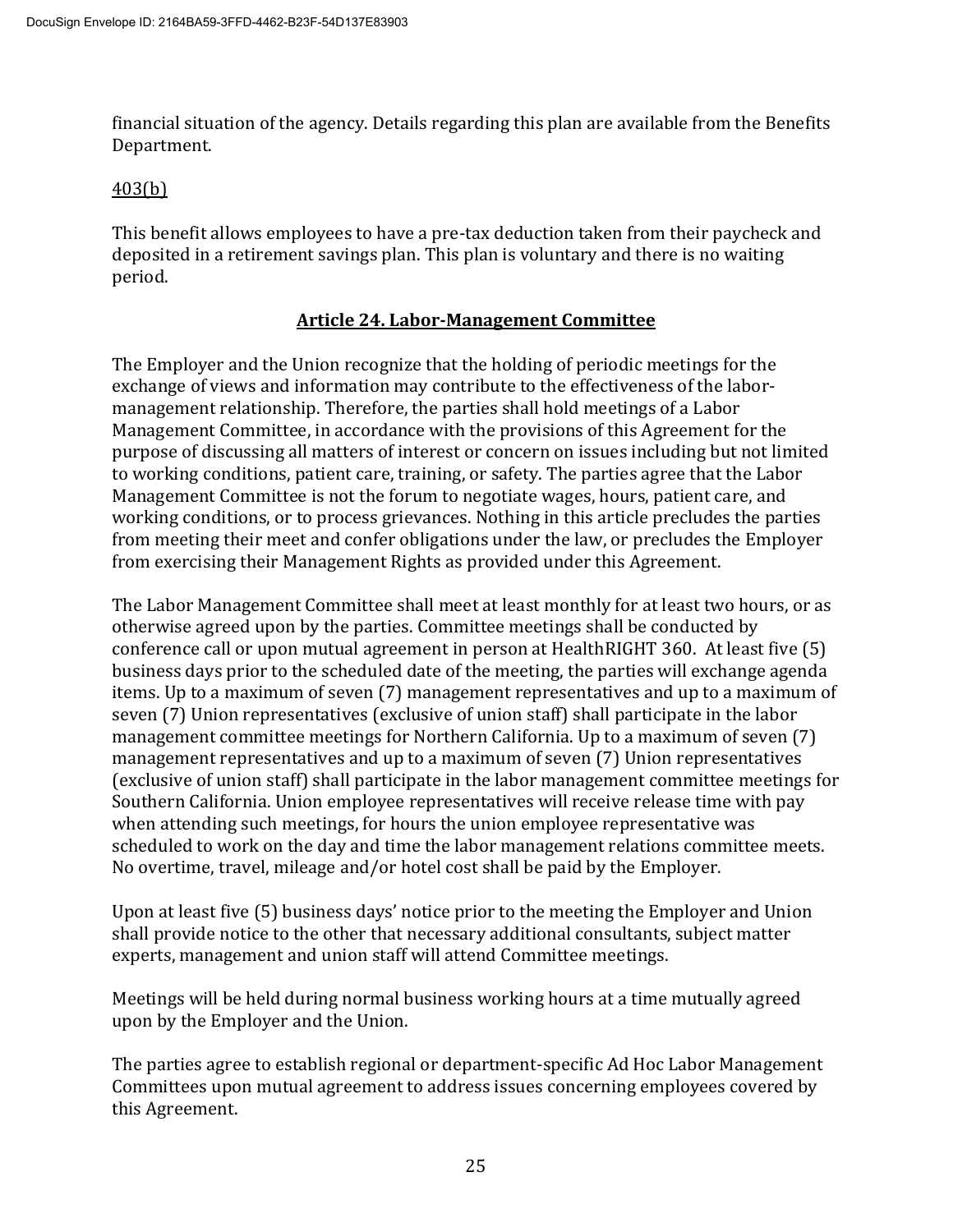financial situation of the agency. Details regarding this plan are available from the Benefits Department.

403(b)

This benefit allows employees to have a pre-tax deduction taken from their paycheck and deposited in a retirement savings plan. This plan is voluntary and there is no waiting period.

## Article 24. Labor-Management Committee

The Employer and the Union recognize that the holding of periodic meetings for the exchange of views and information may contribute to the effectiveness of the labor-management relationship. Therefore, the parties shall hold meetings of a Labor Management Committee, in accordance with the provisions of this Agreement for the purpose of discussing all matters of interest or concern on issues including but not limited to working conditions, patient care, training, or safety. The parties agree that the Labor Management Committee is not the forum to negotiate wages, hours, patient care, and working conditions, or to process grievances. Nothing in this article precludes the parties from meeting their meet and confer obligations under the law, or precludes the Employer from exercising their Management Rights as provided under this Agreement.

The Labor Management Committee shall meet at least monthly for at least two hours, or as otherwise agreed upon by the parties. Committee meetings shall be conducted by conference call or upon mutual agreement in person at HealthRIGHT 360. At least five (5) business days prior to the scheduled date of the meeting, the parties will exchange agenda items. Up to a maximum of seven (7) management representatives and up to a maximum of seven (7) Union representatives (exclusive of union staff) shall participate in the labor management committee meetings for Northern California. Up to a maximum of seven (7) management representatives and up to a maximum of seven (7) Union representatives (exclusive of union staff) shall participate in the labor management committee meetings for Southern California. Union employee representatives will receive release time with pay when attending such meetings, for hours the union employee representative was scheduled to work on the day and time the labor management relations committee meets. No overtime, travel, mileage and/or hotel cost shall be paid by the Employer.

Upon at least five (5) business days' notice prior to the meeting the Employer and Union shall provide notice to the other that necessary additional consultants, subject matter experts, management and union staff will attend Committee meetings.

Meetings will be held during normal business working hours at a time mutually agreed upon by the Employer and the Union.

The parties agree to establish regional or department-specific Ad Hoc Labor Management Committees upon mutual agreement to address issues concerning employees covered by this Agreement.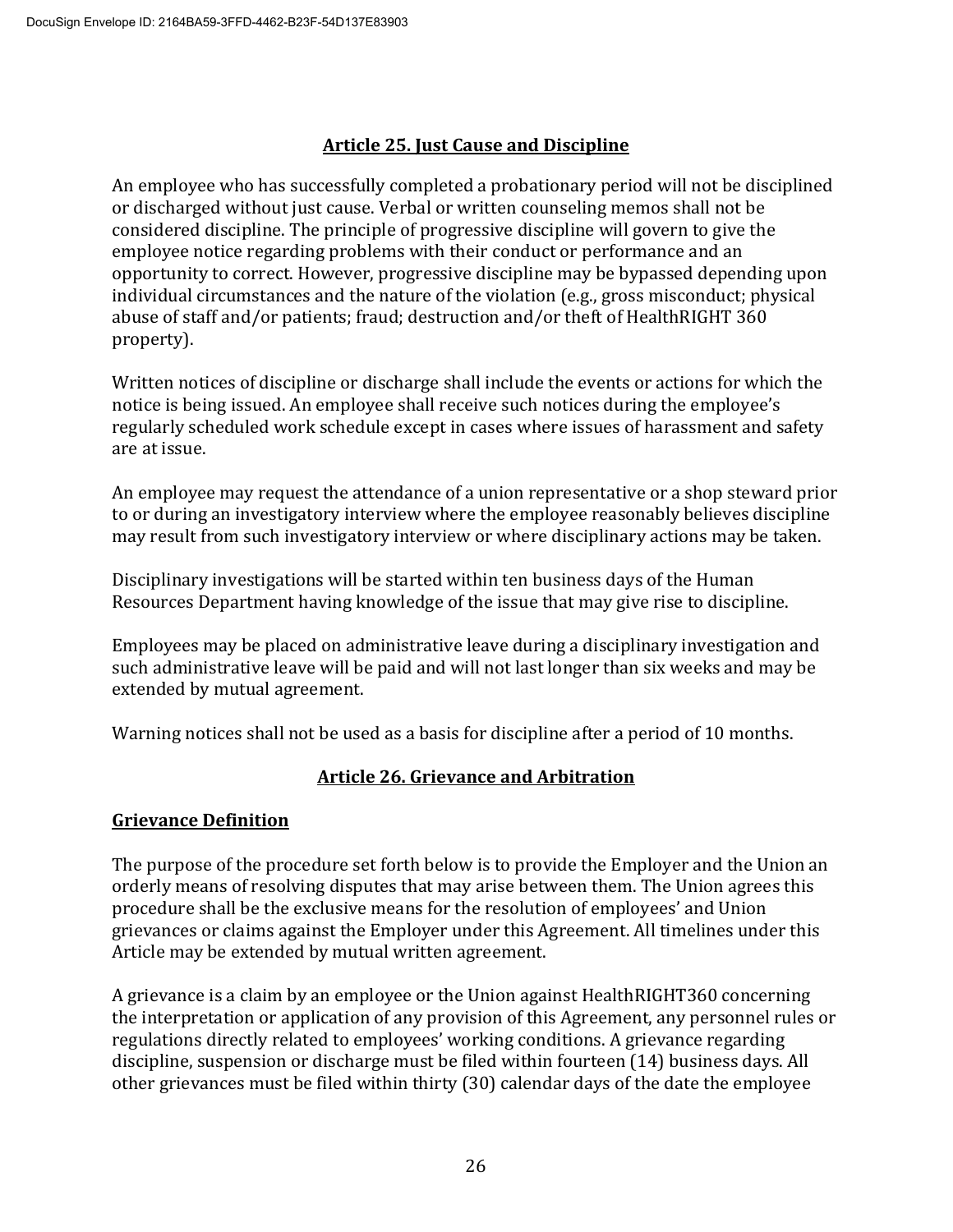## Article 25. Just Cause and Discipline

An employee who has successfully completed a probationary period will not be disciplined or discharged without just cause. Verbal or written counseling memos shall not be considered discipline. The principle of progressive discipline will govern to give the employee notice regarding problems with their conduct or performance and an opportunity to correct. However, progressive discipline may be bypassed depending upon individual circumstances and the nature of the violation (e.g., gross misconduct; physical abuse of staff and/or patients; fraud; destruction and/or theft of HealthRIGHT 360 property).

Written notices of discipline or discharge shall include the events or actions for which the notice is being issued. An employee shall receive such notices during the employee's regularly scheduled work schedule except in cases where issues of harassment and safety are at issue.

An employee may request the attendance of a union representative or a shop steward prior to or during an investigatory interview where the employee reasonably believes discipline may result from such investigatory interview or where disciplinary actions may be taken.

Disciplinary investigations will be started within ten business days of the Human Resources Department having knowledge of the issue that may give rise to discipline.

Employees may be placed on administrative leave during a disciplinary investigation and such administrative leave will be paid and will not last longer than six weeks and may be extended by mutual agreement.

Warning notices shall not be used as a basis for discipline after a period of 10 months.

## Article 26. Grievance and Arbitration

### Grievance Definition

The purpose of the procedure set forth below is to provide the Employer and the Union an orderly means of resolving disputes that may arise between them. The Union agrees this procedure shall be the exclusive means for the resolution of employees' and Union grievances or claims against the Employer under this Agreement. All timelines under this Article may be extended by mutual written agreement.

A grievance is a claim by an employee or the Union against HealthRIGHT360 concerning the interpretation or application of any provision of this Agreement, any personnel rules or regulations directly related to employees' working conditions. A grievance regarding discipline, suspension or discharge must be filed within fourteen (14) business days. All other grievances must be filed within thirty (30) calendar days of the date the employee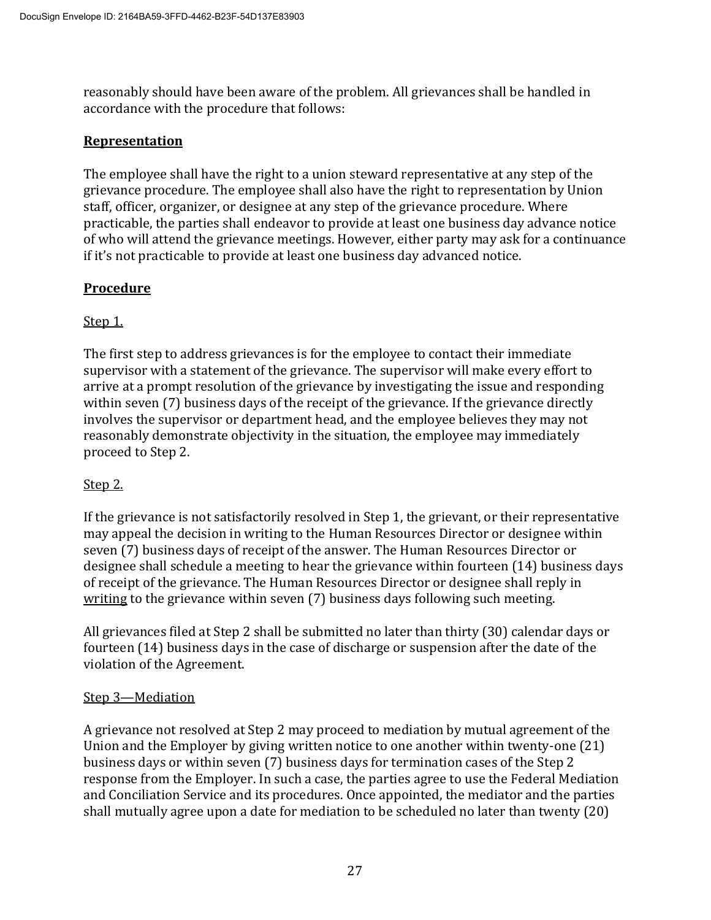reasonably should have been aware of the problem. All grievances shall be handled in accordance with the procedure that follows:

## Representation

The employee shall have the right to a union steward representative at any step of the grievance procedure. The employee shall also have the right to representation by Union staff, officer, organizer, or designee at any step of the grievance procedure. Where practicable, the parties shall endeavor to provide at least one business day advance notice of who will attend the grievance meetings. However, either party may ask for a continuance if it's not practicable to provide at least one business day advanced notice.

## Procedure

### Step 1.

The first step to address grievances is for the employee to contact their immediate supervisor with a statement of the grievance. The supervisor will make every effort to arrive at a prompt resolution of the grievance by investigating the issue and responding within seven (7) business days of the receipt of the grievance. If the grievance directly involves the supervisor or department head, and the employee believes they may not reasonably demonstrate objectivity in the situation, the employee may immediately proceed to Step 2.

### Step 2.

If the grievance is not satisfactorily resolved in Step 1, the grievant, or their representative may appeal the decision in writing to the Human Resources Director or designee within seven (7) business days of receipt of the answer. The Human Resources Director or designee shall schedule a meeting to hear the grievance within fourteen (14) business days of receipt of the grievance. The Human Resources Director or designee shall reply in writing to the grievance within seven (7) business days following such meeting.

All grievances filed at Step 2 shall be submitted no later than thirty (30) calendar days or fourteen (14) business days in the case of discharge or suspension after the date of the violation of the Agreement.

### Step 3—Mediation

A grievance not resolved at Step 2 may proceed to mediation by mutual agreement of the Union and the Employer by giving written notice to one another within twenty-one (21) business days or within seven (7) business days for termination cases of the Step 2 response from the Employer. In such a case, the parties agree to use the Federal Mediation and Conciliation Service and its procedures. Once appointed, the mediator and the parties shall mutually agree upon a date for mediation to be scheduled no later than twenty (20)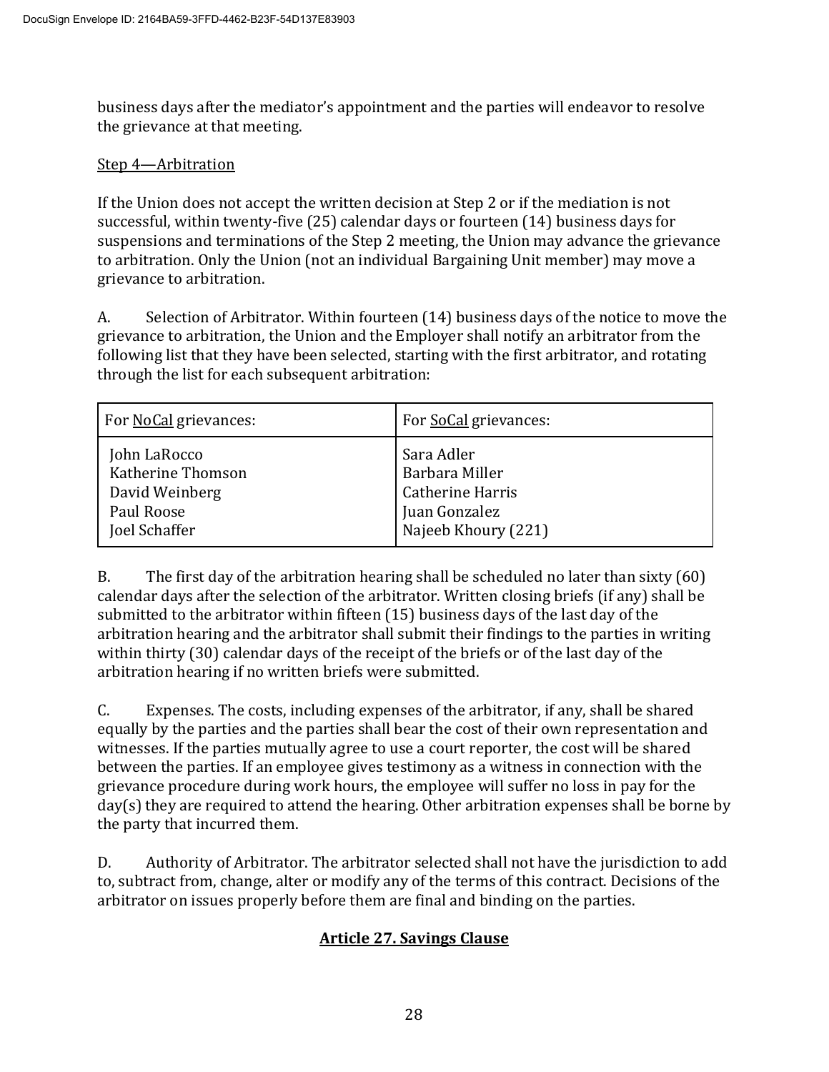business days after the mediator's appointment and the parties will endeavor to resolve the grievance at that meeting.

Step 4—Arbitration

If the Union does not accept the written decision at Step 2 or if the mediation is not successful, within twenty-five (25) calendar days or fourteen (14) business days for suspensions and terminations of the Step 2 meeting, the Union may advance the grievance to arbitration. Only the Union (not an individual Bargaining Unit member) may move a grievance to arbitration.

A. Selection of Arbitrator. Within fourteen (14) business days of the notice to move the grievance to arbitration, the Union and the Employer shall notify an arbitrator from the following list that they have been selected, starting with the first arbitrator, and rotating through the list for each subsequent arbitration:

| For NoCal grievances: | For SoCal grievances: |
|---|---|
| John LaRocco<br>Katherine Thomson<br>David Weinberg<br>Paul Roose<br>Joel Schaffer | Sara Adler<br>Barbara Miller<br>Catherine Harris<br>Juan Gonzalez<br>Najeeb Khoury (221) |

B. The first day of the arbitration hearing shall be scheduled no later than sixty (60) calendar days after the selection of the arbitrator. Written closing briefs (if any) shall be submitted to the arbitrator within fifteen (15) business days of the last day of the arbitration hearing and the arbitrator shall submit their findings to the parties in writing within thirty (30) calendar days of the receipt of the briefs or of the last day of the arbitration hearing if no written briefs were submitted.

C. Expenses. The costs, including expenses of the arbitrator, if any, shall be shared equally by the parties and the parties shall bear the cost of their own representation and witnesses. If the parties mutually agree to use a court reporter, the cost will be shared between the parties. If an employee gives testimony as a witness in connection with the grievance procedure during work hours, the employee will suffer no loss in pay for the day(s) they are required to attend the hearing. Other arbitration expenses shall be borne by the party that incurred them.

D. Authority of Arbitrator. The arbitrator selected shall not have the jurisdiction to add to, subtract from, change, alter or modify any of the terms of this contract. Decisions of the arbitrator on issues properly before them are final and binding on the parties.

## Article 27. Savings Clause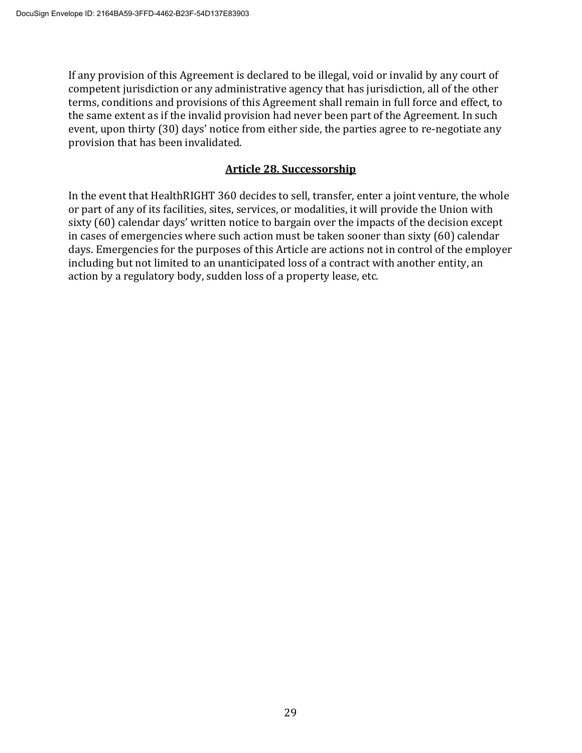If any provision of this Agreement is declared to be illegal, void or invalid by any court of competent jurisdiction or any administrative agency that has jurisdiction, all of the other terms, conditions and provisions of this Agreement shall remain in full force and effect, to the same extent as if the invalid provision had never been part of the Agreement. In such event, upon thirty (30) days' notice from either side, the parties agree to re-negotiate any provision that has been invalidated.

## Article 28. Successorship

In the event that HealthRIGHT 360 decides to sell, transfer, enter a joint venture, the whole or part of any of its facilities, sites, services, or modalities, it will provide the Union with sixty (60) calendar days' written notice to bargain over the impacts of the decision except in cases of emergencies where such action must be taken sooner than sixty (60) calendar days. Emergencies for the purposes of this Article are actions not in control of the employer including but not limited to an unanticipated loss of a contract with another entity, an action by a regulatory body, sudden loss of a property lease, etc.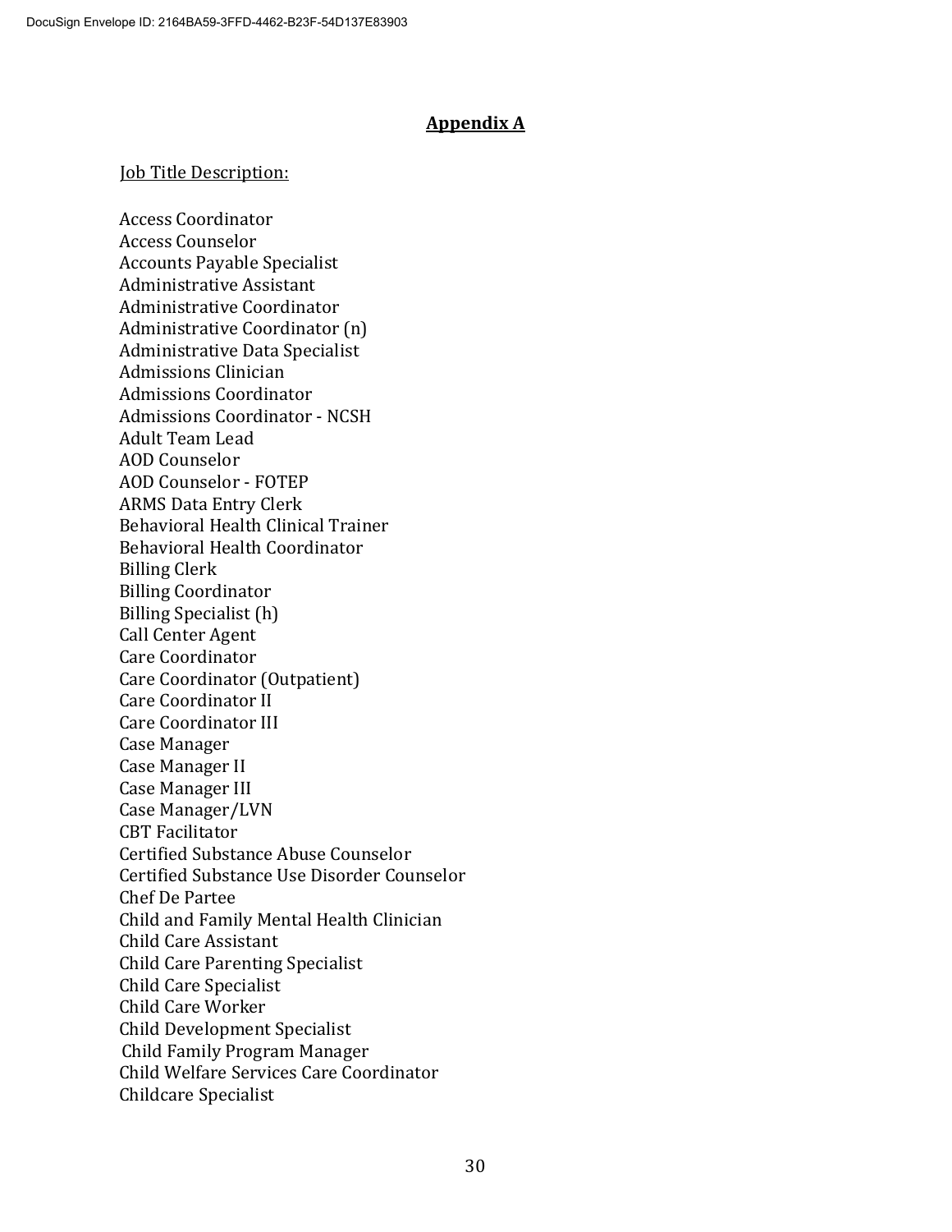## Appendix A

Job Title Description:

Access Coordinator
Access Counselor
Accounts Payable Specialist
Administrative Assistant
Administrative Coordinator
Administrative Coordinator (n)
Administrative Data Specialist
Admissions Clinician
Admissions Coordinator
Admissions Coordinator - NCSH
Adult Team Lead
AOD Counselor
AOD Counselor - FOTEP
ARMS Data Entry Clerk
Behavioral Health Clinical Trainer
Behavioral Health Coordinator
Billing Clerk
Billing Coordinator
Billing Specialist (h)
Call Center Agent
Care Coordinator
Care Coordinator (Outpatient)
Care Coordinator II
Care Coordinator III
Case Manager
Case Manager II
Case Manager III
Case Manager/LVN
CBT Facilitator
Certified Substance Abuse Counselor
Certified Substance Use Disorder Counselor
Chef De Partee
Child and Family Mental Health Clinician
Child Care Assistant
Child Care Parenting Specialist
Child Care Specialist
Child Care Worker
Child Development Specialist
Child Family Program Manager
Child Welfare Services Care Coordinator
Childcare Specialist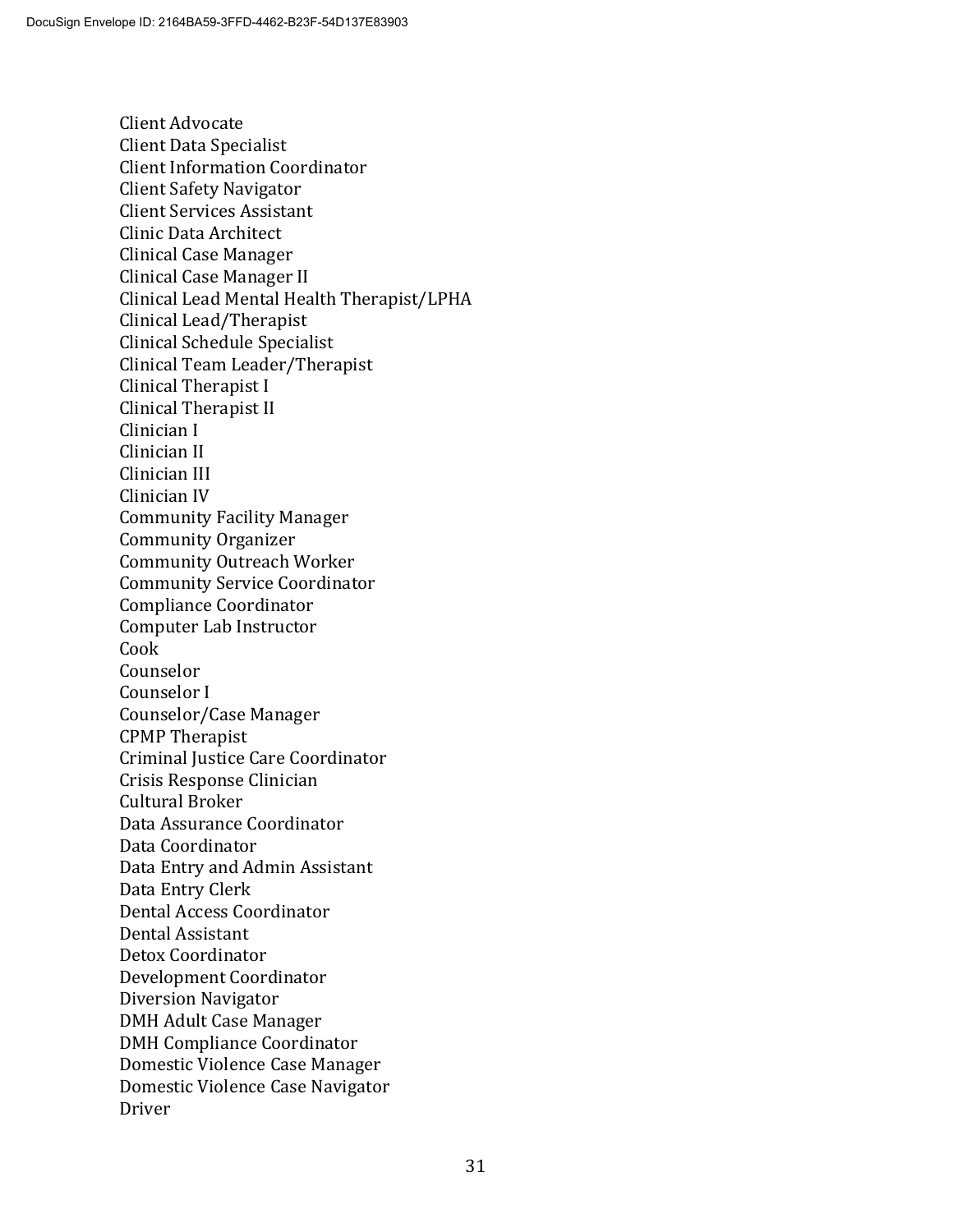Client Advocate
Client Data Specialist
Client Information Coordinator
Client Safety Navigator
Client Services Assistant
Clinic Data Architect
Clinical Case Manager
Clinical Case Manager II
Clinical Lead Mental Health Therapist/LPHA
Clinical Lead/Therapist
Clinical Schedule Specialist
Clinical Team Leader/Therapist
Clinical Therapist I
Clinical Therapist II
Clinician I
Clinician II
Clinician III
Clinician IV
Community Facility Manager
Community Organizer
Community Outreach Worker
Community Service Coordinator
Compliance Coordinator
Computer Lab Instructor
Cook
Counselor
Counselor I
Counselor/Case Manager
CPMP Therapist
Criminal Justice Care Coordinator
Crisis Response Clinician
Cultural Broker
Data Assurance Coordinator
Data Coordinator
Data Entry and Admin Assistant
Data Entry Clerk
Dental Access Coordinator
Dental Assistant
Detox Coordinator
Development Coordinator
Diversion Navigator
DMH Adult Case Manager
DMH Compliance Coordinator
Domestic Violence Case Manager
Domestic Violence Case Navigator
Driver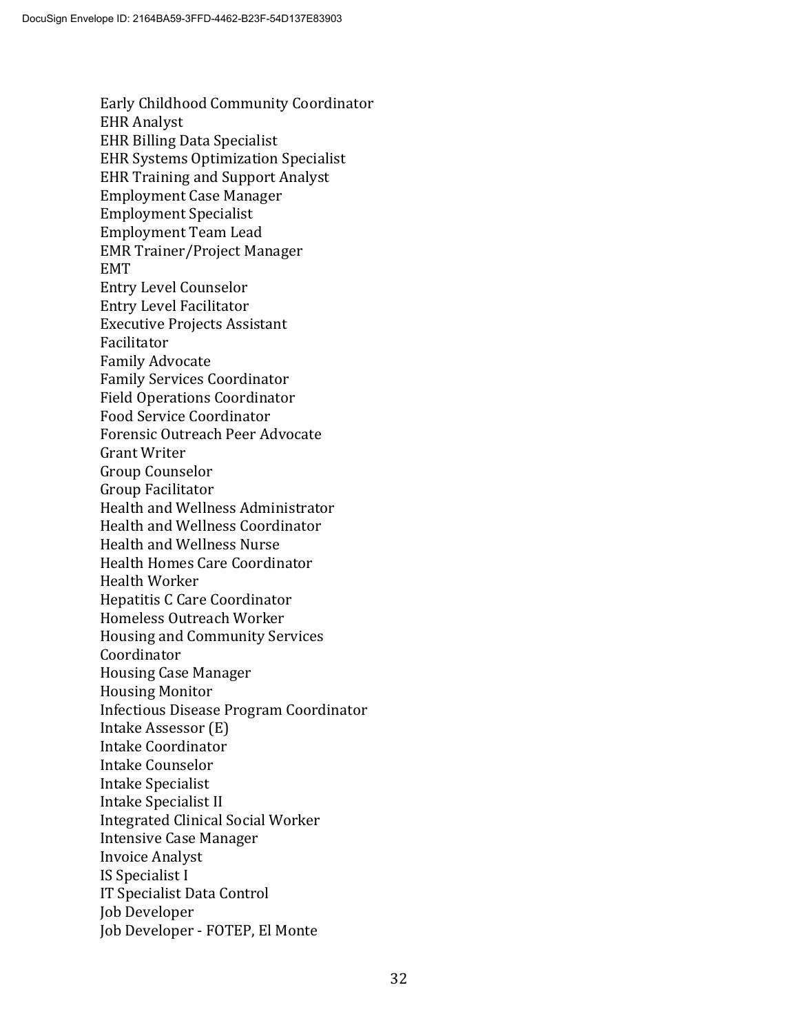Early Childhood Community Coordinator
EHR Analyst
EHR Billing Data Specialist
EHR Systems Optimization Specialist
EHR Training and Support Analyst
Employment Case Manager
Employment Specialist
Employment Team Lead
EMR Trainer/Project Manager
EMT
Entry Level Counselor
Entry Level Facilitator
Executive Projects Assistant
Facilitator
Family Advocate
Family Services Coordinator
Field Operations Coordinator
Food Service Coordinator
Forensic Outreach Peer Advocate
Grant Writer
Group Counselor
Group Facilitator
Health and Wellness Administrator
Health and Wellness Coordinator
Health and Wellness Nurse
Health Homes Care Coordinator
Health Worker
Hepatitis C Care Coordinator
Homeless Outreach Worker
Housing and Community Services Coordinator
Housing Case Manager
Housing Monitor
Infectious Disease Program Coordinator
Intake Assessor (E)
Intake Coordinator
Intake Counselor
Intake Specialist
Intake Specialist II
Integrated Clinical Social Worker
Intensive Case Manager
Invoice Analyst
IS Specialist I
IT Specialist Data Control
Job Developer
Job Developer - FOTEP, El Monte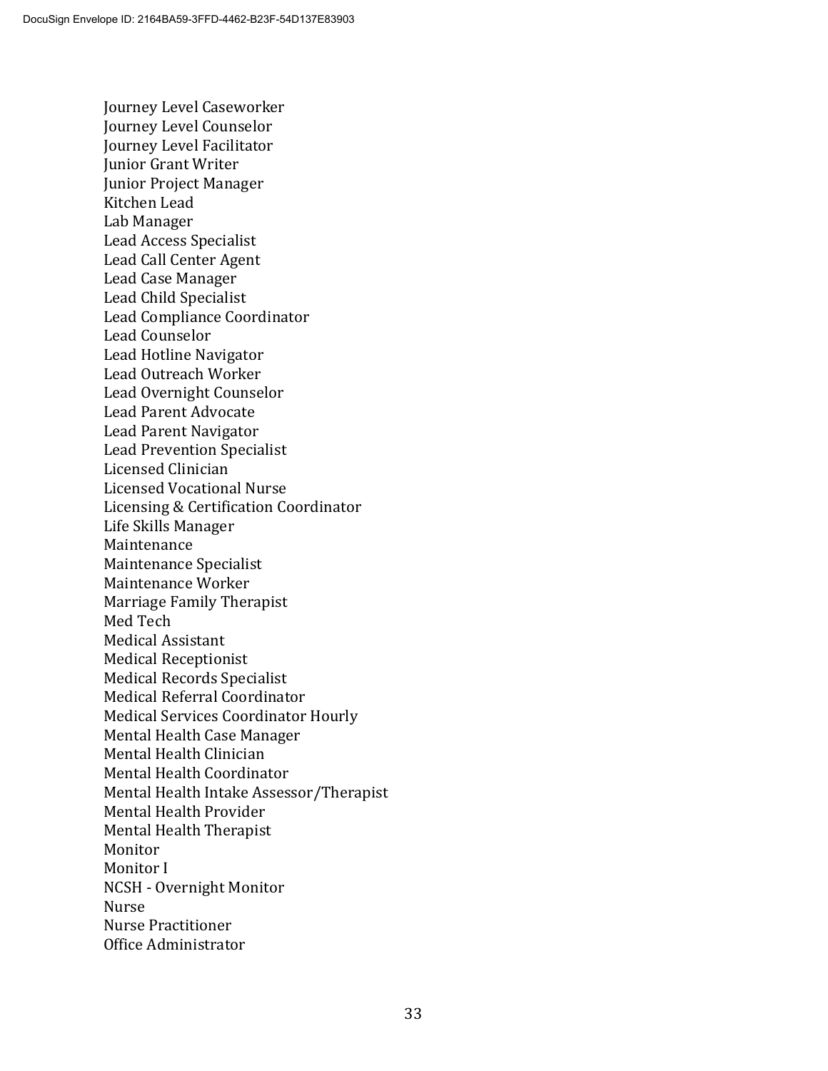Journey Level Caseworker
Journey Level Counselor
Journey Level Facilitator
Junior Grant Writer
Junior Project Manager
Kitchen Lead
Lab Manager
Lead Access Specialist
Lead Call Center Agent
Lead Case Manager
Lead Child Specialist
Lead Compliance Coordinator
Lead Counselor
Lead Hotline Navigator
Lead Outreach Worker
Lead Overnight Counselor
Lead Parent Advocate
Lead Parent Navigator
Lead Prevention Specialist
Licensed Clinician
Licensed Vocational Nurse
Licensing & Certification Coordinator
Life Skills Manager
Maintenance
Maintenance Specialist
Maintenance Worker
Marriage Family Therapist
Med Tech
Medical Assistant
Medical Receptionist
Medical Records Specialist
Medical Referral Coordinator
Medical Services Coordinator Hourly
Mental Health Case Manager
Mental Health Clinician
Mental Health Coordinator
Mental Health Intake Assessor/Therapist
Mental Health Provider
Mental Health Therapist
Monitor
Monitor I
NCSH - Overnight Monitor
Nurse
Nurse Practitioner
Office Administrator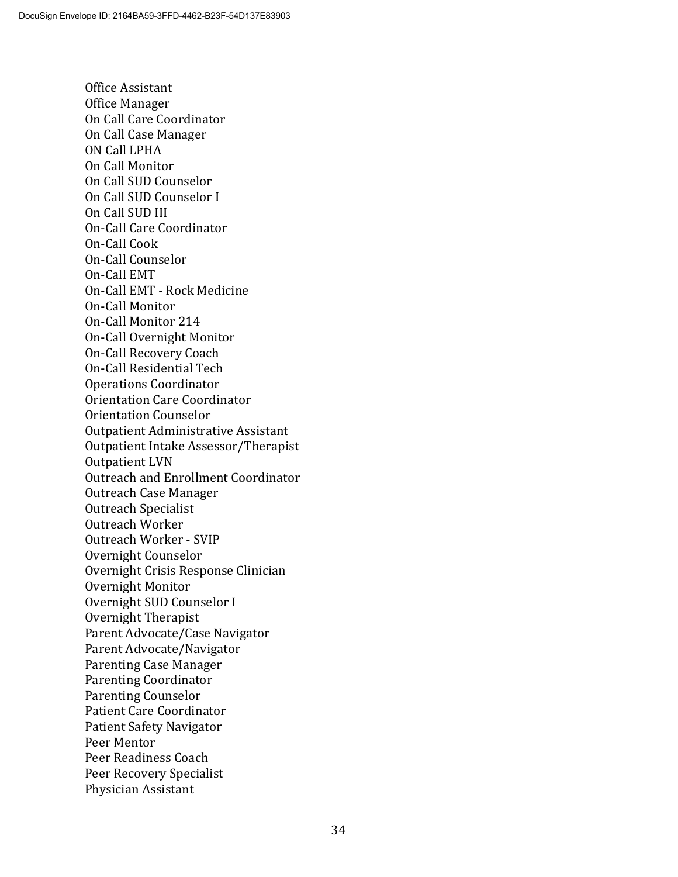Office Assistant
Office Manager
On Call Care Coordinator
On Call Case Manager
ON Call LPHA
On Call Monitor
On Call SUD Counselor
On Call SUD Counselor I
On Call SUD III
On-Call Care Coordinator
On-Call Cook
On-Call Counselor
On-Call EMT
On-Call EMT - Rock Medicine
On-Call Monitor
On-Call Monitor 214
On-Call Overnight Monitor
On-Call Recovery Coach
On-Call Residential Tech
Operations Coordinator
Orientation Care Coordinator
Orientation Counselor
Outpatient Administrative Assistant
Outpatient Intake Assessor/Therapist
Outpatient LVN
Outreach and Enrollment Coordinator
Outreach Case Manager
Outreach Specialist
Outreach Worker
Outreach Worker - SVIP
Overnight Counselor
Overnight Crisis Response Clinician
Overnight Monitor
Overnight SUD Counselor I
Overnight Therapist
Parent Advocate/Case Navigator
Parent Advocate/Navigator
Parenting Case Manager
Parenting Coordinator
Parenting Counselor
Patient Care Coordinator
Patient Safety Navigator
Peer Mentor
Peer Readiness Coach
Peer Recovery Specialist
Physician Assistant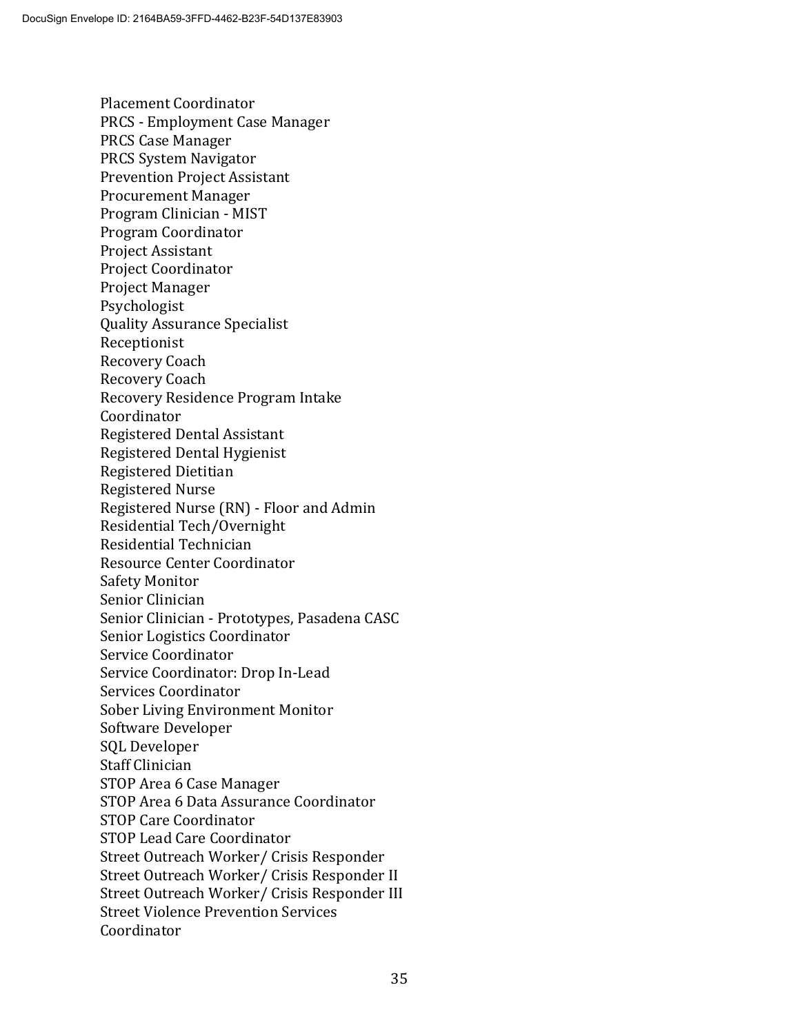Placement Coordinator
PRCS - Employment Case Manager
PRCS Case Manager
PRCS System Navigator
Prevention Project Assistant
Procurement Manager
Program Clinician - MIST
Program Coordinator
Project Assistant
Project Coordinator
Project Manager
Psychologist
Quality Assurance Specialist
Receptionist
Recovery Coach
Recovery Coach
Recovery Residence Program Intake
Coordinator
Registered Dental Assistant
Registered Dental Hygienist
Registered Dietitian
Registered Nurse
Registered Nurse (RN) - Floor and Admin
Residential Tech/Overnight
Residential Technician
Resource Center Coordinator
Safety Monitor
Senior Clinician
Senior Clinician - Prototypes, Pasadena CASC
Senior Logistics Coordinator
Service Coordinator
Service Coordinator: Drop In-Lead
Services Coordinator
Sober Living Environment Monitor
Software Developer
SQL Developer
Staff Clinician
STOP Area 6 Case Manager
STOP Area 6 Data Assurance Coordinator
STOP Care Coordinator
STOP Lead Care Coordinator
Street Outreach Worker/ Crisis Responder
Street Outreach Worker/ Crisis Responder II
Street Outreach Worker/ Crisis Responder III
Street Violence Prevention Services
Coordinator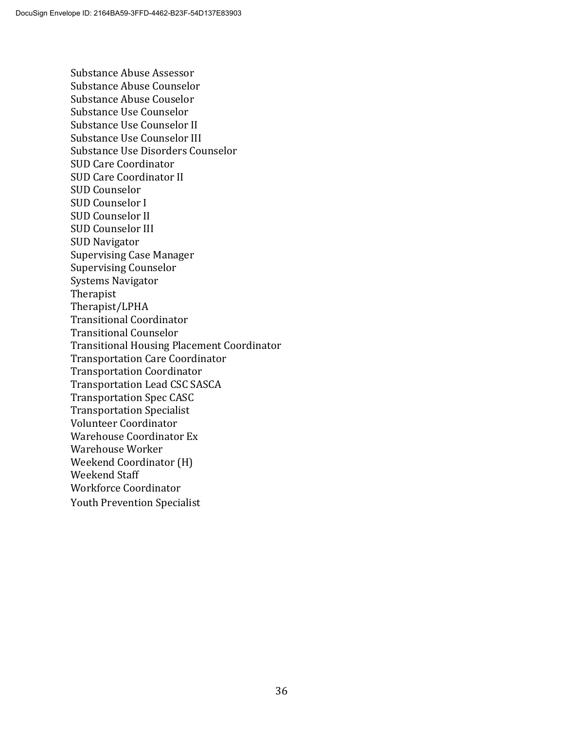Substance Abuse Assessor
Substance Abuse Counselor
Substance Abuse Couselor
Substance Use Counselor
Substance Use Counselor II
Substance Use Counselor III
Substance Use Disorders Counselor
SUD Care Coordinator
SUD Care Coordinator II
SUD Counselor
SUD Counselor I
SUD Counselor II
SUD Counselor III
SUD Navigator
Supervising Case Manager
Supervising Counselor
Systems Navigator
Therapist
Therapist/LPHA
Transitional Coordinator
Transitional Counselor
Transitional Housing Placement Coordinator
Transportation Care Coordinator
Transportation Coordinator
Transportation Lead CSC SASCA
Transportation Spec CASC
Transportation Specialist
Volunteer Coordinator
Warehouse Coordinator Ex
Warehouse Worker
Weekend Coordinator (H)
Weekend Staff
Workforce Coordinator
Youth Prevention Specialist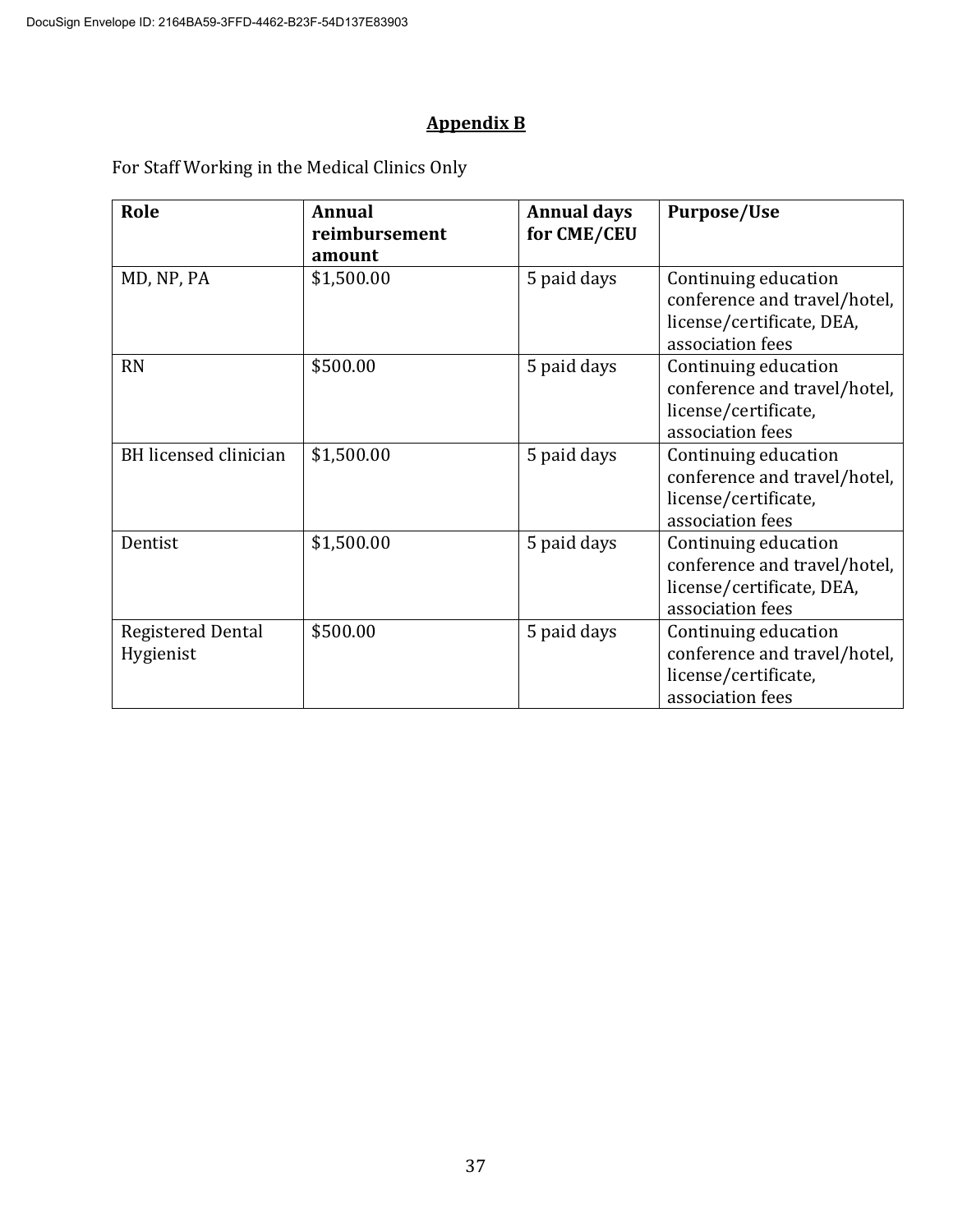## Appendix B

For Staff Working in the Medical Clinics Only

| Role | Annual reimbursement amount | Annual days for CME/CEU | Purpose/Use |
|---|---|---|---|
| MD, NP, PA | $1,500.00 | 5 paid days | Continuing education conference and travel/hotel, license/certificate, DEA, association fees |
| RN | $500.00 | 5 paid days | Continuing education conference and travel/hotel, license/certificate, association fees |
| BH licensed clinician | $1,500.00 | 5 paid days | Continuing education conference and travel/hotel, license/certificate, association fees |
| Dentist | $1,500.00 | 5 paid days | Continuing education conference and travel/hotel, license/certificate, DEA, association fees |
| Registered Dental Hygienist | $500.00 | 5 paid days | Continuing education conference and travel/hotel, license/certificate, association fees |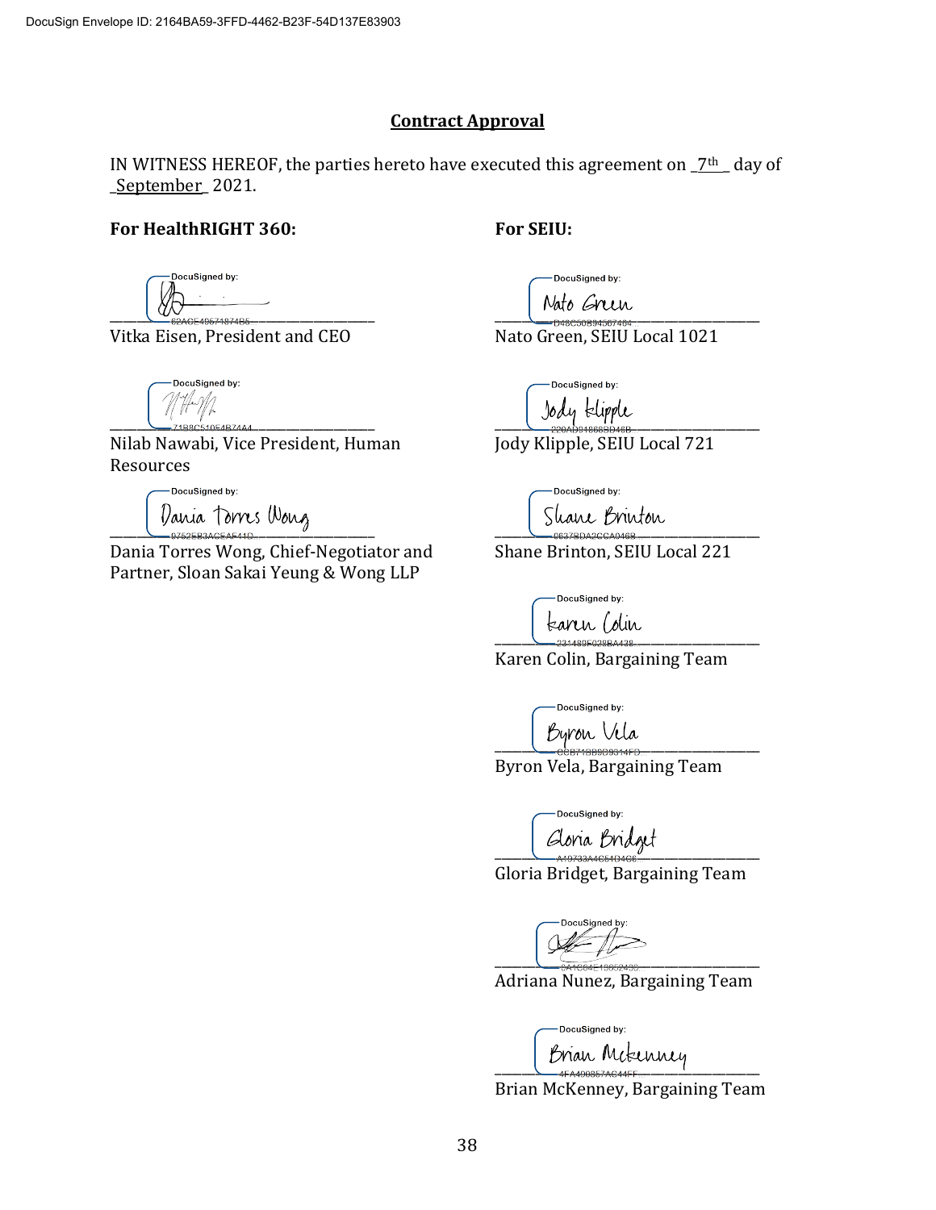DocuSign Envelope ID: 2164BA59-3FFD-4462-B23F-54D137E83903

## Contract Approval

IN WITNESS HEREOF, the parties hereto have executed this agreement on _7th_ day of _September_ 2021.

**For HealthRIGHT 360:**

DocuSigned by:
62ACE49671874B5...

Vitka Eisen, President and CEO

DocuSigned by:
71B8C51054B74A4...

Nilab Nawabi, Vice President, Human Resources

DocuSigned by: Dania Torres Wong
8752EB3ACEAE41D...

Dania Torres Wong, Chief-Negotiator and Partner, Sloan Sakai Yeung & Wong LLP

**For SEIU:**

DocuSigned by: Nato Green
D48C50B94507484...

Nato Green, SEIU Local 1021

DocuSigned by: Jody Klipple
220AD91868BD46B...

Jody Klipple, SEIU Local 721

DocuSigned by: Shane Brinton
0637BDA2CCA0468...

Shane Brinton, SEIU Local 221

DocuSigned by: Karen Colin
231489F028BA438...

Karen Colin, Bargaining Team

DocuSigned by: Byron Vela
CCB71BB9D9314FD...

Byron Vela, Bargaining Team

DocuSigned by: Gloria Bridget
A19733A4C54D4C6...

Gloria Bridget, Bargaining Team

DocuSigned by:
8A1C84E13652438...

Adriana Nunez, Bargaining Team

DocuSigned by: Brian Mckenney
4FA490857AC44FF...

Brian McKenney, Bargaining Team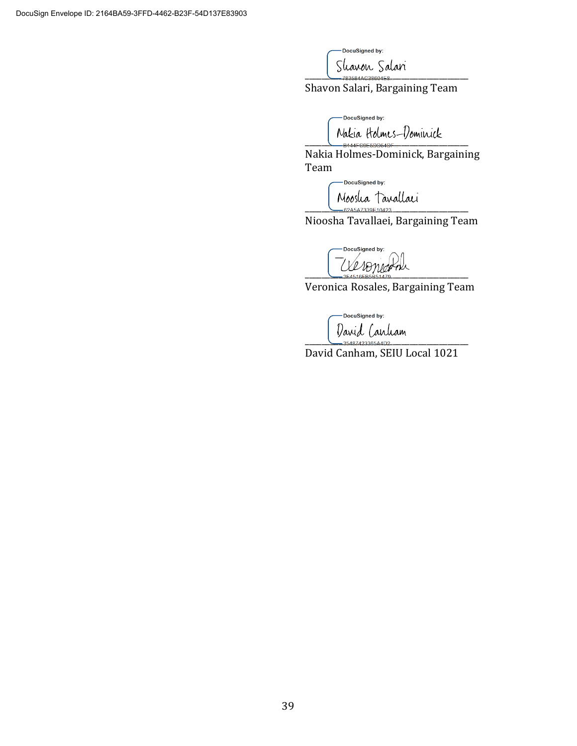DocuSigned by:
Shavon Salari
782584AC38604E8...

Shavon Salari, Bargaining Team

DocuSigned by:
Nakia Holmes-Dominick
B144FC8E5DD64DF...

Nakia Holmes-Dominick, Bargaining Team

DocuSigned by:
Nioosha Tavallaei
62A5A7339E10423...

Nioosha Tavallaei, Bargaining Team

DocuSigned by:
3E4516EB5B51479...

Veronica Rosales, Bargaining Team

DocuSigned by:
David Canham
35487423365A4D2...

David Canham, SEIU Local 1021